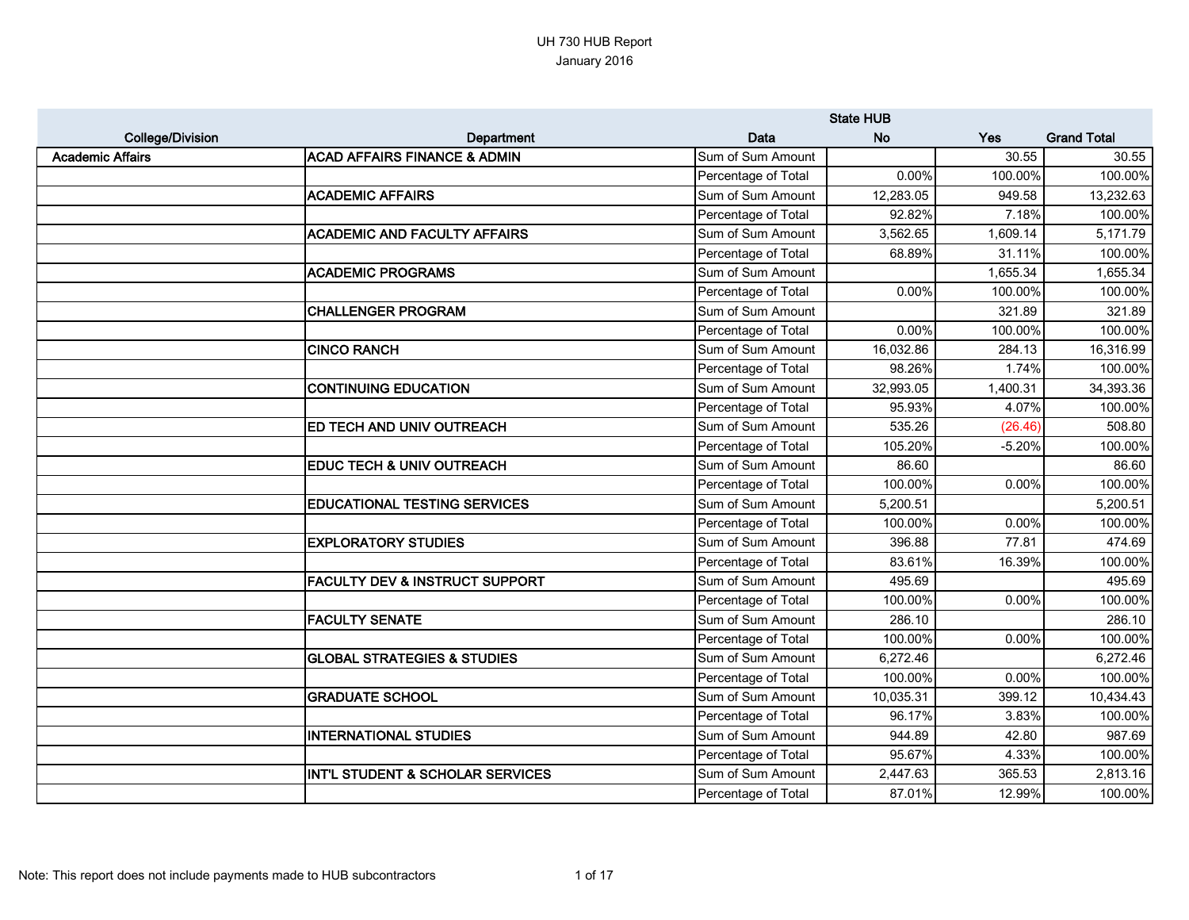UH 730 HUB Report
January 2016

| College/Division | Department | Data | State HUB No | Yes | Grand Total |
|---|---|---|---|---|---|
| Academic Affairs | ACAD AFFAIRS FINANCE & ADMIN | Sum of Sum Amount | | 30.55 | 30.55 |
| | | Percentage of Total | 0.00% | 100.00% | 100.00% |
| | ACADEMIC AFFAIRS | Sum of Sum Amount | 12,283.05 | 949.58 | 13,232.63 |
| | | Percentage of Total | 92.82% | 7.18% | 100.00% |
| | ACADEMIC AND FACULTY AFFAIRS | Sum of Sum Amount | 3,562.65 | 1,609.14 | 5,171.79 |
| | | Percentage of Total | 68.89% | 31.11% | 100.00% |
| | ACADEMIC PROGRAMS | Sum of Sum Amount | | 1,655.34 | 1,655.34 |
| | | Percentage of Total | 0.00% | 100.00% | 100.00% |
| | CHALLENGER PROGRAM | Sum of Sum Amount | | 321.89 | 321.89 |
| | | Percentage of Total | 0.00% | 100.00% | 100.00% |
| | CINCO RANCH | Sum of Sum Amount | 16,032.86 | 284.13 | 16,316.99 |
| | | Percentage of Total | 98.26% | 1.74% | 100.00% |
| | CONTINUING EDUCATION | Sum of Sum Amount | 32,993.05 | 1,400.31 | 34,393.36 |
| | | Percentage of Total | 95.93% | 4.07% | 100.00% |
| | ED TECH AND UNIV OUTREACH | Sum of Sum Amount | 535.26 | (26.46) | 508.80 |
| | | Percentage of Total | 105.20% | -5.20% | 100.00% |
| | EDUC TECH & UNIV OUTREACH | Sum of Sum Amount | 86.60 | | 86.60 |
| | | Percentage of Total | 100.00% | 0.00% | 100.00% |
| | EDUCATIONAL TESTING SERVICES | Sum of Sum Amount | 5,200.51 | | 5,200.51 |
| | | Percentage of Total | 100.00% | 0.00% | 100.00% |
| | EXPLORATORY STUDIES | Sum of Sum Amount | 396.88 | 77.81 | 474.69 |
| | | Percentage of Total | 83.61% | 16.39% | 100.00% |
| | FACULTY DEV & INSTRUCT SUPPORT | Sum of Sum Amount | 495.69 | | 495.69 |
| | | Percentage of Total | 100.00% | 0.00% | 100.00% |
| | FACULTY SENATE | Sum of Sum Amount | 286.10 | | 286.10 |
| | | Percentage of Total | 100.00% | 0.00% | 100.00% |
| | GLOBAL STRATEGIES & STUDIES | Sum of Sum Amount | 6,272.46 | | 6,272.46 |
| | | Percentage of Total | 100.00% | 0.00% | 100.00% |
| | GRADUATE SCHOOL | Sum of Sum Amount | 10,035.31 | 399.12 | 10,434.43 |
| | | Percentage of Total | 96.17% | 3.83% | 100.00% |
| | INTERNATIONAL STUDIES | Sum of Sum Amount | 944.89 | 42.80 | 987.69 |
| | | Percentage of Total | 95.67% | 4.33% | 100.00% |
| | INT'L STUDENT & SCHOLAR SERVICES | Sum of Sum Amount | 2,447.63 | 365.53 | 2,813.16 |
| | | Percentage of Total | 87.01% | 12.99% | 100.00% |

Note: This report does not include payments made to HUB subcontractors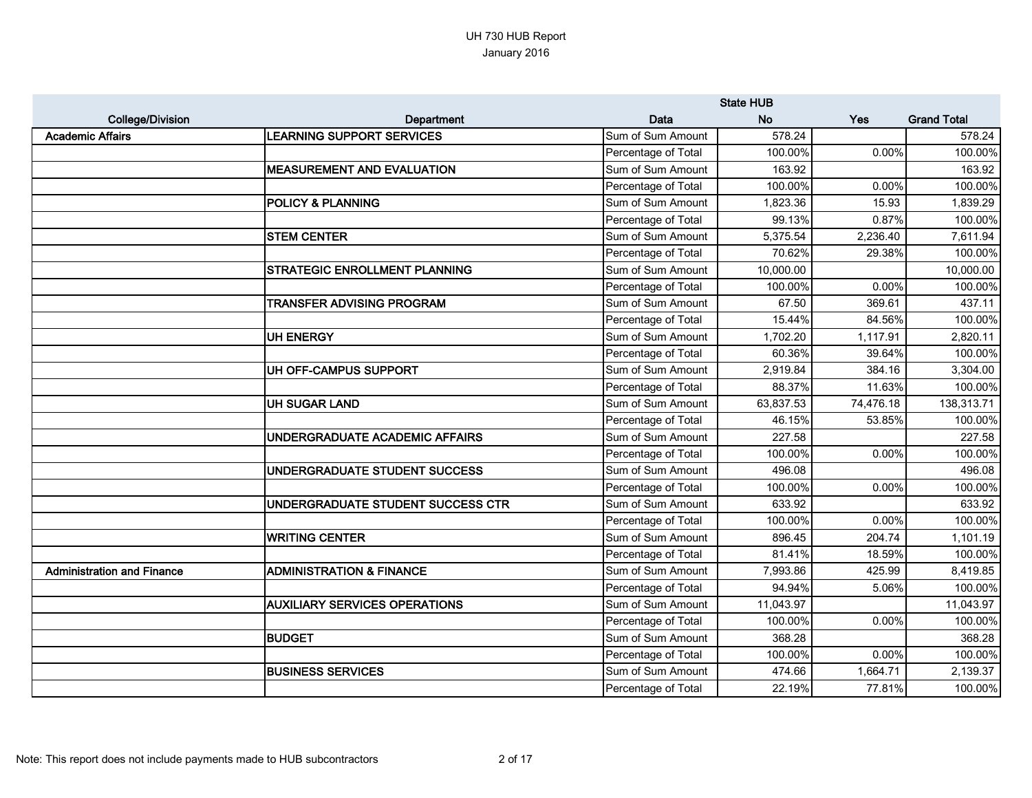UH 730 HUB Report
January 2016

| | | | State HUB | | |
|---|---|---|---|---|---|
| **College/Division** | **Department** | **Data** | **No** | **Yes** | **Grand Total** |
| **Academic Affairs** | **LEARNING SUPPORT SERVICES** | Sum of Sum Amount | 578.24 | | 578.24 |
| | | Percentage of Total | 100.00% | 0.00% | 100.00% |
| | **MEASUREMENT AND EVALUATION** | Sum of Sum Amount | 163.92 | | 163.92 |
| | | Percentage of Total | 100.00% | 0.00% | 100.00% |
| | **POLICY & PLANNING** | Sum of Sum Amount | 1,823.36 | 15.93 | 1,839.29 |
| | | Percentage of Total | 99.13% | 0.87% | 100.00% |
| | **STEM CENTER** | Sum of Sum Amount | 5,375.54 | 2,236.40 | 7,611.94 |
| | | Percentage of Total | 70.62% | 29.38% | 100.00% |
| | **STRATEGIC ENROLLMENT PLANNING** | Sum of Sum Amount | 10,000.00 | | 10,000.00 |
| | | Percentage of Total | 100.00% | 0.00% | 100.00% |
| | **TRANSFER ADVISING PROGRAM** | Sum of Sum Amount | 67.50 | 369.61 | 437.11 |
| | | Percentage of Total | 15.44% | 84.56% | 100.00% |
| | **UH ENERGY** | Sum of Sum Amount | 1,702.20 | 1,117.91 | 2,820.11 |
| | | Percentage of Total | 60.36% | 39.64% | 100.00% |
| | **UH OFF-CAMPUS SUPPORT** | Sum of Sum Amount | 2,919.84 | 384.16 | 3,304.00 |
| | | Percentage of Total | 88.37% | 11.63% | 100.00% |
| | **UH SUGAR LAND** | Sum of Sum Amount | 63,837.53 | 74,476.18 | 138,313.71 |
| | | Percentage of Total | 46.15% | 53.85% | 100.00% |
| | **UNDERGRADUATE ACADEMIC AFFAIRS** | Sum of Sum Amount | 227.58 | | 227.58 |
| | | Percentage of Total | 100.00% | 0.00% | 100.00% |
| | **UNDERGRADUATE STUDENT SUCCESS** | Sum of Sum Amount | 496.08 | | 496.08 |
| | | Percentage of Total | 100.00% | 0.00% | 100.00% |
| | **UNDERGRADUATE STUDENT SUCCESS CTR** | Sum of Sum Amount | 633.92 | | 633.92 |
| | | Percentage of Total | 100.00% | 0.00% | 100.00% |
| | **WRITING CENTER** | Sum of Sum Amount | 896.45 | 204.74 | 1,101.19 |
| | | Percentage of Total | 81.41% | 18.59% | 100.00% |
| **Administration and Finance** | **ADMINISTRATION & FINANCE** | Sum of Sum Amount | 7,993.86 | 425.99 | 8,419.85 |
| | | Percentage of Total | 94.94% | 5.06% | 100.00% |
| | **AUXILIARY SERVICES OPERATIONS** | Sum of Sum Amount | 11,043.97 | | 11,043.97 |
| | | Percentage of Total | 100.00% | 0.00% | 100.00% |
| | **BUDGET** | Sum of Sum Amount | 368.28 | | 368.28 |
| | | Percentage of Total | 100.00% | 0.00% | 100.00% |
| | **BUSINESS SERVICES** | Sum of Sum Amount | 474.66 | 1,664.71 | 2,139.37 |
| | | Percentage of Total | 22.19% | 77.81% | 100.00% |

Note: This report does not include payments made to HUB subcontractors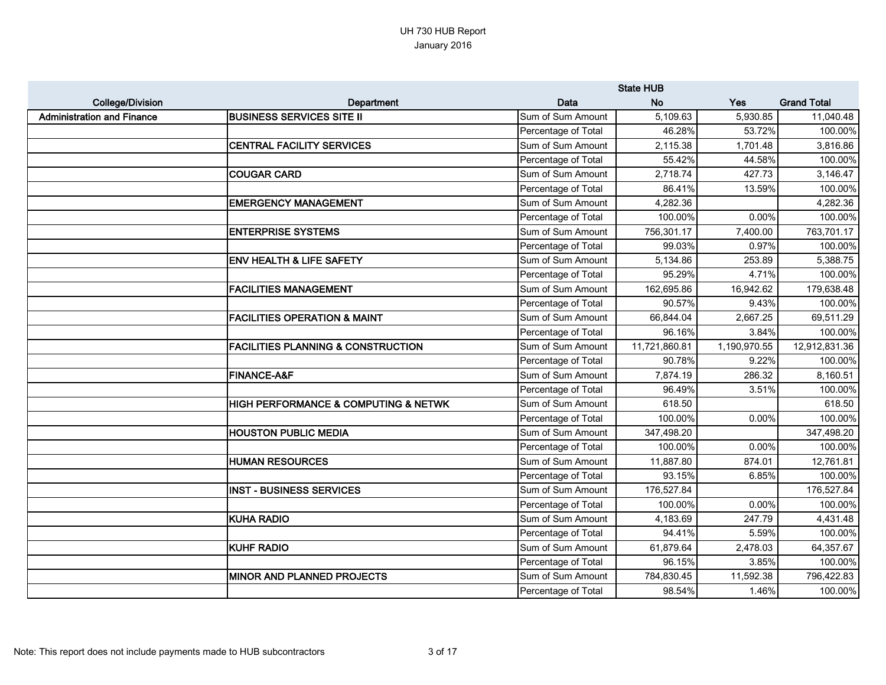UH 730 HUB Report
January 2016

| College/Division | Department | Data | State HUB No | Yes | Grand Total |
|---|---|---|---|---|---|
| **Administration and Finance** | **BUSINESS SERVICES SITE II** | Sum of Sum Amount | 5,109.63 | 5,930.85 | 11,040.48 |
| | | Percentage of Total | 46.28% | 53.72% | 100.00% |
| | **CENTRAL FACILITY SERVICES** | Sum of Sum Amount | 2,115.38 | 1,701.48 | 3,816.86 |
| | | Percentage of Total | 55.42% | 44.58% | 100.00% |
| | **COUGAR CARD** | Sum of Sum Amount | 2,718.74 | 427.73 | 3,146.47 |
| | | Percentage of Total | 86.41% | 13.59% | 100.00% |
| | **EMERGENCY MANAGEMENT** | Sum of Sum Amount | 4,282.36 | | 4,282.36 |
| | | Percentage of Total | 100.00% | 0.00% | 100.00% |
| | **ENTERPRISE SYSTEMS** | Sum of Sum Amount | 756,301.17 | 7,400.00 | 763,701.17 |
| | | Percentage of Total | 99.03% | 0.97% | 100.00% |
| | **ENV HEALTH & LIFE SAFETY** | Sum of Sum Amount | 5,134.86 | 253.89 | 5,388.75 |
| | | Percentage of Total | 95.29% | 4.71% | 100.00% |
| | **FACILITIES MANAGEMENT** | Sum of Sum Amount | 162,695.86 | 16,942.62 | 179,638.48 |
| | | Percentage of Total | 90.57% | 9.43% | 100.00% |
| | **FACILITIES OPERATION & MAINT** | Sum of Sum Amount | 66,844.04 | 2,667.25 | 69,511.29 |
| | | Percentage of Total | 96.16% | 3.84% | 100.00% |
| | **FACILITIES PLANNING & CONSTRUCTION** | Sum of Sum Amount | 11,721,860.81 | 1,190,970.55 | 12,912,831.36 |
| | | Percentage of Total | 90.78% | 9.22% | 100.00% |
| | **FINANCE-A&F** | Sum of Sum Amount | 7,874.19 | 286.32 | 8,160.51 |
| | | Percentage of Total | 96.49% | 3.51% | 100.00% |
| | **HIGH PERFORMANCE & COMPUTING & NETWK** | Sum of Sum Amount | 618.50 | | 618.50 |
| | | Percentage of Total | 100.00% | 0.00% | 100.00% |
| | **HOUSTON PUBLIC MEDIA** | Sum of Sum Amount | 347,498.20 | | 347,498.20 |
| | | Percentage of Total | 100.00% | 0.00% | 100.00% |
| | **HUMAN RESOURCES** | Sum of Sum Amount | 11,887.80 | 874.01 | 12,761.81 |
| | | Percentage of Total | 93.15% | 6.85% | 100.00% |
| | **INST - BUSINESS SERVICES** | Sum of Sum Amount | 176,527.84 | | 176,527.84 |
| | | Percentage of Total | 100.00% | 0.00% | 100.00% |
| | **KUHA RADIO** | Sum of Sum Amount | 4,183.69 | 247.79 | 4,431.48 |
| | | Percentage of Total | 94.41% | 5.59% | 100.00% |
| | **KUHF RADIO** | Sum of Sum Amount | 61,879.64 | 2,478.03 | 64,357.67 |
| | | Percentage of Total | 96.15% | 3.85% | 100.00% |
| | **MINOR AND PLANNED PROJECTS** | Sum of Sum Amount | 784,830.45 | 11,592.38 | 796,422.83 |
| | | Percentage of Total | 98.54% | 1.46% | 100.00% |

Note: This report does not include payments made to HUB subcontractors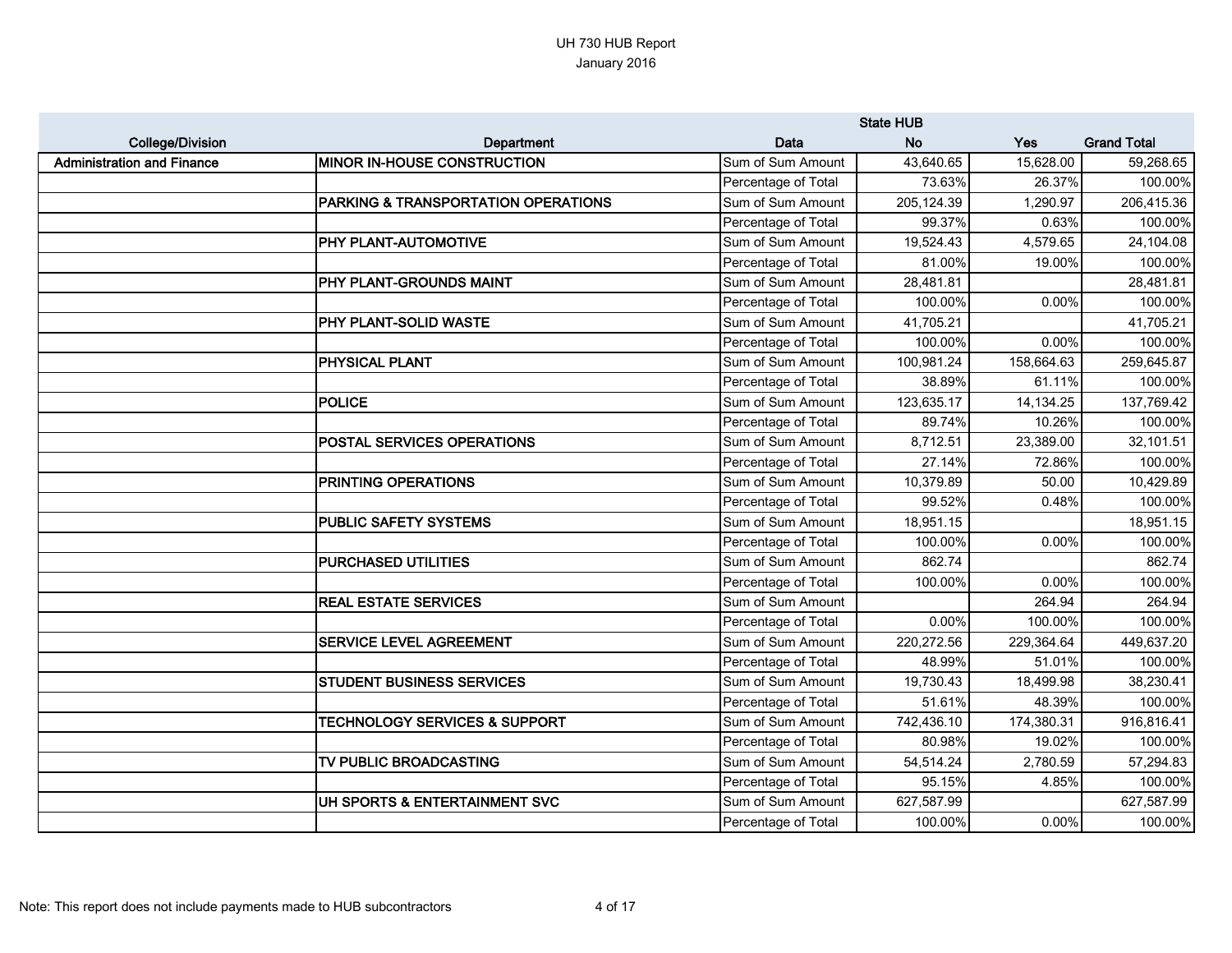UH 730 HUB Report
January 2016

| College/Division | Department | Data | State HUB No | Yes | Grand Total |
|---|---|---|---|---|---|
| **Administration and Finance** | **MINOR IN-HOUSE CONSTRUCTION** | Sum of Sum Amount | 43,640.65 | 15,628.00 | 59,268.65 |
| | | Percentage of Total | 73.63% | 26.37% | 100.00% |
| | **PARKING & TRANSPORTATION OPERATIONS** | Sum of Sum Amount | 205,124.39 | 1,290.97 | 206,415.36 |
| | | Percentage of Total | 99.37% | 0.63% | 100.00% |
| | **PHY PLANT-AUTOMOTIVE** | Sum of Sum Amount | 19,524.43 | 4,579.65 | 24,104.08 |
| | | Percentage of Total | 81.00% | 19.00% | 100.00% |
| | **PHY PLANT-GROUNDS MAINT** | Sum of Sum Amount | 28,481.81 | | 28,481.81 |
| | | Percentage of Total | 100.00% | 0.00% | 100.00% |
| | **PHY PLANT-SOLID WASTE** | Sum of Sum Amount | 41,705.21 | | 41,705.21 |
| | | Percentage of Total | 100.00% | 0.00% | 100.00% |
| | **PHYSICAL PLANT** | Sum of Sum Amount | 100,981.24 | 158,664.63 | 259,645.87 |
| | | Percentage of Total | 38.89% | 61.11% | 100.00% |
| | **POLICE** | Sum of Sum Amount | 123,635.17 | 14,134.25 | 137,769.42 |
| | | Percentage of Total | 89.74% | 10.26% | 100.00% |
| | **POSTAL SERVICES OPERATIONS** | Sum of Sum Amount | 8,712.51 | 23,389.00 | 32,101.51 |
| | | Percentage of Total | 27.14% | 72.86% | 100.00% |
| | **PRINTING OPERATIONS** | Sum of Sum Amount | 10,379.89 | 50.00 | 10,429.89 |
| | | Percentage of Total | 99.52% | 0.48% | 100.00% |
| | **PUBLIC SAFETY SYSTEMS** | Sum of Sum Amount | 18,951.15 | | 18,951.15 |
| | | Percentage of Total | 100.00% | 0.00% | 100.00% |
| | **PURCHASED UTILITIES** | Sum of Sum Amount | 862.74 | | 862.74 |
| | | Percentage of Total | 100.00% | 0.00% | 100.00% |
| | **REAL ESTATE SERVICES** | Sum of Sum Amount | | 264.94 | 264.94 |
| | | Percentage of Total | 0.00% | 100.00% | 100.00% |
| | **SERVICE LEVEL AGREEMENT** | Sum of Sum Amount | 220,272.56 | 229,364.64 | 449,637.20 |
| | | Percentage of Total | 48.99% | 51.01% | 100.00% |
| | **STUDENT BUSINESS SERVICES** | Sum of Sum Amount | 19,730.43 | 18,499.98 | 38,230.41 |
| | | Percentage of Total | 51.61% | 48.39% | 100.00% |
| | **TECHNOLOGY SERVICES & SUPPORT** | Sum of Sum Amount | 742,436.10 | 174,380.31 | 916,816.41 |
| | | Percentage of Total | 80.98% | 19.02% | 100.00% |
| | **TV PUBLIC BROADCASTING** | Sum of Sum Amount | 54,514.24 | 2,780.59 | 57,294.83 |
| | | Percentage of Total | 95.15% | 4.85% | 100.00% |
| | **UH SPORTS & ENTERTAINMENT SVC** | Sum of Sum Amount | 627,587.99 | | 627,587.99 |
| | | Percentage of Total | 100.00% | 0.00% | 100.00% |

Note: This report does not include payments made to HUB subcontractors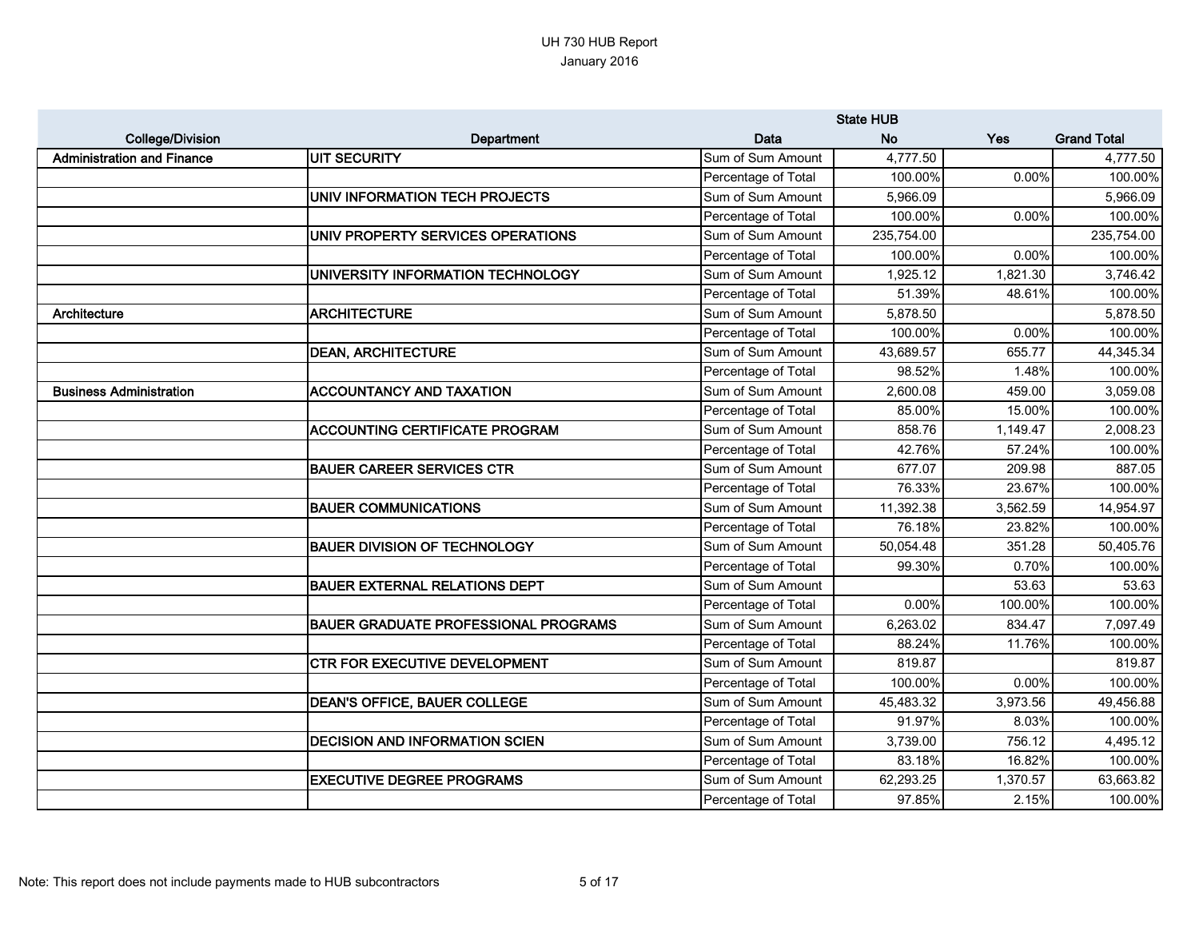UH 730 HUB Report
January 2016

| College/Division | Department | Data | State HUB No | Yes | Grand Total |
|---|---|---|---|---|---|
| **Administration and Finance** | **UIT SECURITY** | Sum of Sum Amount | 4,777.50 | | 4,777.50 |
| | | Percentage of Total | 100.00% | 0.00% | 100.00% |
| | **UNIV INFORMATION TECH PROJECTS** | Sum of Sum Amount | 5,966.09 | | 5,966.09 |
| | | Percentage of Total | 100.00% | 0.00% | 100.00% |
| | **UNIV PROPERTY SERVICES OPERATIONS** | Sum of Sum Amount | 235,754.00 | | 235,754.00 |
| | | Percentage of Total | 100.00% | 0.00% | 100.00% |
| | **UNIVERSITY INFORMATION TECHNOLOGY** | Sum of Sum Amount | 1,925.12 | 1,821.30 | 3,746.42 |
| | | Percentage of Total | 51.39% | 48.61% | 100.00% |
| **Architecture** | **ARCHITECTURE** | Sum of Sum Amount | 5,878.50 | | 5,878.50 |
| | | Percentage of Total | 100.00% | 0.00% | 100.00% |
| | **DEAN, ARCHITECTURE** | Sum of Sum Amount | 43,689.57 | 655.77 | 44,345.34 |
| | | Percentage of Total | 98.52% | 1.48% | 100.00% |
| **Business Administration** | **ACCOUNTANCY AND TAXATION** | Sum of Sum Amount | 2,600.08 | 459.00 | 3,059.08 |
| | | Percentage of Total | 85.00% | 15.00% | 100.00% |
| | **ACCOUNTING CERTIFICATE PROGRAM** | Sum of Sum Amount | 858.76 | 1,149.47 | 2,008.23 |
| | | Percentage of Total | 42.76% | 57.24% | 100.00% |
| | **BAUER CAREER SERVICES CTR** | Sum of Sum Amount | 677.07 | 209.98 | 887.05 |
| | | Percentage of Total | 76.33% | 23.67% | 100.00% |
| | **BAUER COMMUNICATIONS** | Sum of Sum Amount | 11,392.38 | 3,562.59 | 14,954.97 |
| | | Percentage of Total | 76.18% | 23.82% | 100.00% |
| | **BAUER DIVISION OF TECHNOLOGY** | Sum of Sum Amount | 50,054.48 | 351.28 | 50,405.76 |
| | | Percentage of Total | 99.30% | 0.70% | 100.00% |
| | **BAUER EXTERNAL RELATIONS DEPT** | Sum of Sum Amount | | 53.63 | 53.63 |
| | | Percentage of Total | 0.00% | 100.00% | 100.00% |
| | **BAUER GRADUATE PROFESSIONAL PROGRAMS** | Sum of Sum Amount | 6,263.02 | 834.47 | 7,097.49 |
| | | Percentage of Total | 88.24% | 11.76% | 100.00% |
| | **CTR FOR EXECUTIVE DEVELOPMENT** | Sum of Sum Amount | 819.87 | | 819.87 |
| | | Percentage of Total | 100.00% | 0.00% | 100.00% |
| | **DEAN'S OFFICE, BAUER COLLEGE** | Sum of Sum Amount | 45,483.32 | 3,973.56 | 49,456.88 |
| | | Percentage of Total | 91.97% | 8.03% | 100.00% |
| | **DECISION AND INFORMATION SCIEN** | Sum of Sum Amount | 3,739.00 | 756.12 | 4,495.12 |
| | | Percentage of Total | 83.18% | 16.82% | 100.00% |
| | **EXECUTIVE DEGREE PROGRAMS** | Sum of Sum Amount | 62,293.25 | 1,370.57 | 63,663.82 |
| | | Percentage of Total | 97.85% | 2.15% | 100.00% |

Note: This report does not include payments made to HUB subcontractors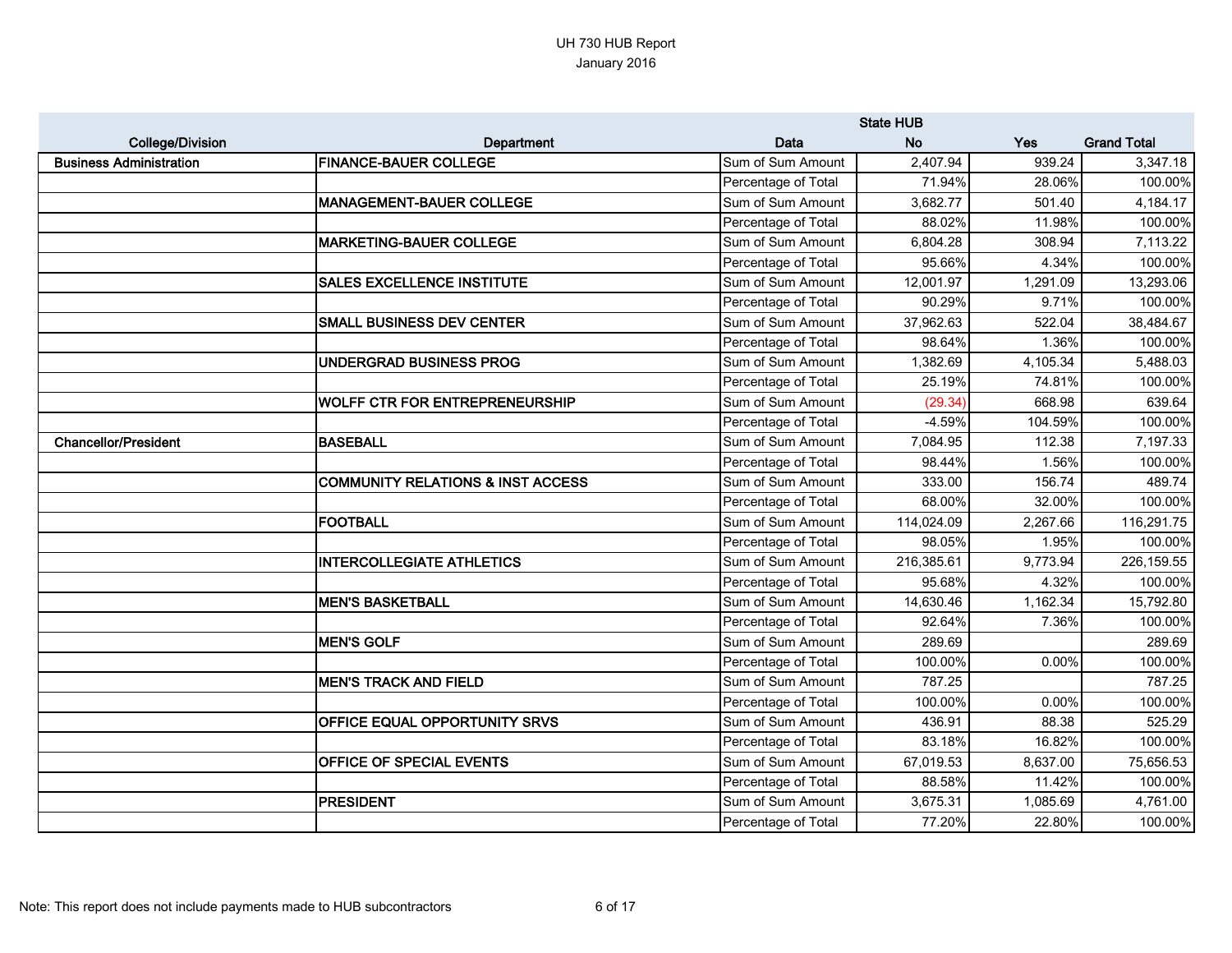UH 730 HUB Report
January 2016

| College/Division | Department | Data | State HUB No | Yes | Grand Total |
|---|---|---|---|---|---|
| **Business Administration** | **FINANCE-BAUER COLLEGE** | Sum of Sum Amount | 2,407.94 | 939.24 | 3,347.18 |
| | | Percentage of Total | 71.94% | 28.06% | 100.00% |
| | **MANAGEMENT-BAUER COLLEGE** | Sum of Sum Amount | 3,682.77 | 501.40 | 4,184.17 |
| | | Percentage of Total | 88.02% | 11.98% | 100.00% |
| | **MARKETING-BAUER COLLEGE** | Sum of Sum Amount | 6,804.28 | 308.94 | 7,113.22 |
| | | Percentage of Total | 95.66% | 4.34% | 100.00% |
| | **SALES EXCELLENCE INSTITUTE** | Sum of Sum Amount | 12,001.97 | 1,291.09 | 13,293.06 |
| | | Percentage of Total | 90.29% | 9.71% | 100.00% |
| | **SMALL BUSINESS DEV CENTER** | Sum of Sum Amount | 37,962.63 | 522.04 | 38,484.67 |
| | | Percentage of Total | 98.64% | 1.36% | 100.00% |
| | **UNDERGRAD BUSINESS PROG** | Sum of Sum Amount | 1,382.69 | 4,105.34 | 5,488.03 |
| | | Percentage of Total | 25.19% | 74.81% | 100.00% |
| | **WOLFF CTR FOR ENTREPRENEURSHIP** | Sum of Sum Amount | (29.34) | 668.98 | 639.64 |
| | | Percentage of Total | -4.59% | 104.59% | 100.00% |
| **Chancellor/President** | **BASEBALL** | Sum of Sum Amount | 7,084.95 | 112.38 | 7,197.33 |
| | | Percentage of Total | 98.44% | 1.56% | 100.00% |
| | **COMMUNITY RELATIONS & INST ACCESS** | Sum of Sum Amount | 333.00 | 156.74 | 489.74 |
| | | Percentage of Total | 68.00% | 32.00% | 100.00% |
| | **FOOTBALL** | Sum of Sum Amount | 114,024.09 | 2,267.66 | 116,291.75 |
| | | Percentage of Total | 98.05% | 1.95% | 100.00% |
| | **INTERCOLLEGIATE ATHLETICS** | Sum of Sum Amount | 216,385.61 | 9,773.94 | 226,159.55 |
| | | Percentage of Total | 95.68% | 4.32% | 100.00% |
| | **MEN'S BASKETBALL** | Sum of Sum Amount | 14,630.46 | 1,162.34 | 15,792.80 |
| | | Percentage of Total | 92.64% | 7.36% | 100.00% |
| | **MEN'S GOLF** | Sum of Sum Amount | 289.69 | | 289.69 |
| | | Percentage of Total | 100.00% | 0.00% | 100.00% |
| | **MEN'S TRACK AND FIELD** | Sum of Sum Amount | 787.25 | | 787.25 |
| | | Percentage of Total | 100.00% | 0.00% | 100.00% |
| | **OFFICE EQUAL OPPORTUNITY SRVS** | Sum of Sum Amount | 436.91 | 88.38 | 525.29 |
| | | Percentage of Total | 83.18% | 16.82% | 100.00% |
| | **OFFICE OF SPECIAL EVENTS** | Sum of Sum Amount | 67,019.53 | 8,637.00 | 75,656.53 |
| | | Percentage of Total | 88.58% | 11.42% | 100.00% |
| | **PRESIDENT** | Sum of Sum Amount | 3,675.31 | 1,085.69 | 4,761.00 |
| | | Percentage of Total | 77.20% | 22.80% | 100.00% |

Note: This report does not include payments made to HUB subcontractors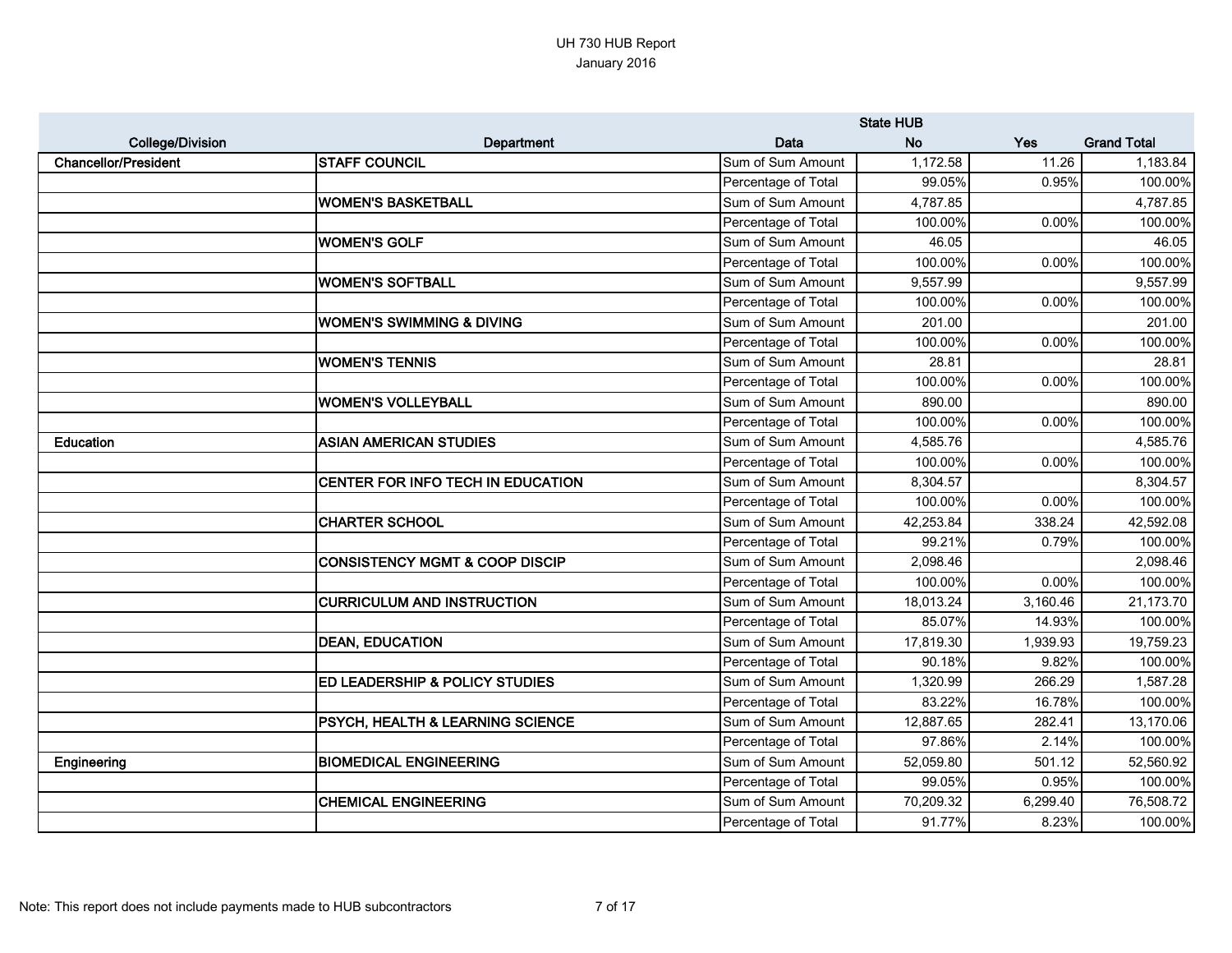UH 730 HUB Report
January 2016

| College/Division | Department | Data | State HUB No | Yes | Grand Total |
|---|---|---|---|---|---|
| Chancellor/President | STAFF COUNCIL | Sum of Sum Amount | 1,172.58 | 11.26 | 1,183.84 |
| | | Percentage of Total | 99.05% | 0.95% | 100.00% |
| | WOMEN'S BASKETBALL | Sum of Sum Amount | 4,787.85 | | 4,787.85 |
| | | Percentage of Total | 100.00% | 0.00% | 100.00% |
| | WOMEN'S GOLF | Sum of Sum Amount | 46.05 | | 46.05 |
| | | Percentage of Total | 100.00% | 0.00% | 100.00% |
| | WOMEN'S SOFTBALL | Sum of Sum Amount | 9,557.99 | | 9,557.99 |
| | | Percentage of Total | 100.00% | 0.00% | 100.00% |
| | WOMEN'S SWIMMING & DIVING | Sum of Sum Amount | 201.00 | | 201.00 |
| | | Percentage of Total | 100.00% | 0.00% | 100.00% |
| | WOMEN'S TENNIS | Sum of Sum Amount | 28.81 | | 28.81 |
| | | Percentage of Total | 100.00% | 0.00% | 100.00% |
| | WOMEN'S VOLLEYBALL | Sum of Sum Amount | 890.00 | | 890.00 |
| | | Percentage of Total | 100.00% | 0.00% | 100.00% |
| Education | ASIAN AMERICAN STUDIES | Sum of Sum Amount | 4,585.76 | | 4,585.76 |
| | | Percentage of Total | 100.00% | 0.00% | 100.00% |
| | CENTER FOR INFO TECH IN EDUCATION | Sum of Sum Amount | 8,304.57 | | 8,304.57 |
| | | Percentage of Total | 100.00% | 0.00% | 100.00% |
| | CHARTER SCHOOL | Sum of Sum Amount | 42,253.84 | 338.24 | 42,592.08 |
| | | Percentage of Total | 99.21% | 0.79% | 100.00% |
| | CONSISTENCY MGMT & COOP DISCIP | Sum of Sum Amount | 2,098.46 | | 2,098.46 |
| | | Percentage of Total | 100.00% | 0.00% | 100.00% |
| | CURRICULUM AND INSTRUCTION | Sum of Sum Amount | 18,013.24 | 3,160.46 | 21,173.70 |
| | | Percentage of Total | 85.07% | 14.93% | 100.00% |
| | DEAN, EDUCATION | Sum of Sum Amount | 17,819.30 | 1,939.93 | 19,759.23 |
| | | Percentage of Total | 90.18% | 9.82% | 100.00% |
| | ED LEADERSHIP & POLICY STUDIES | Sum of Sum Amount | 1,320.99 | 266.29 | 1,587.28 |
| | | Percentage of Total | 83.22% | 16.78% | 100.00% |
| | PSYCH, HEALTH & LEARNING SCIENCE | Sum of Sum Amount | 12,887.65 | 282.41 | 13,170.06 |
| | | Percentage of Total | 97.86% | 2.14% | 100.00% |
| Engineering | BIOMEDICAL ENGINEERING | Sum of Sum Amount | 52,059.80 | 501.12 | 52,560.92 |
| | | Percentage of Total | 99.05% | 0.95% | 100.00% |
| | CHEMICAL ENGINEERING | Sum of Sum Amount | 70,209.32 | 6,299.40 | 76,508.72 |
| | | Percentage of Total | 91.77% | 8.23% | 100.00% |

Note: This report does not include payments made to HUB subcontractors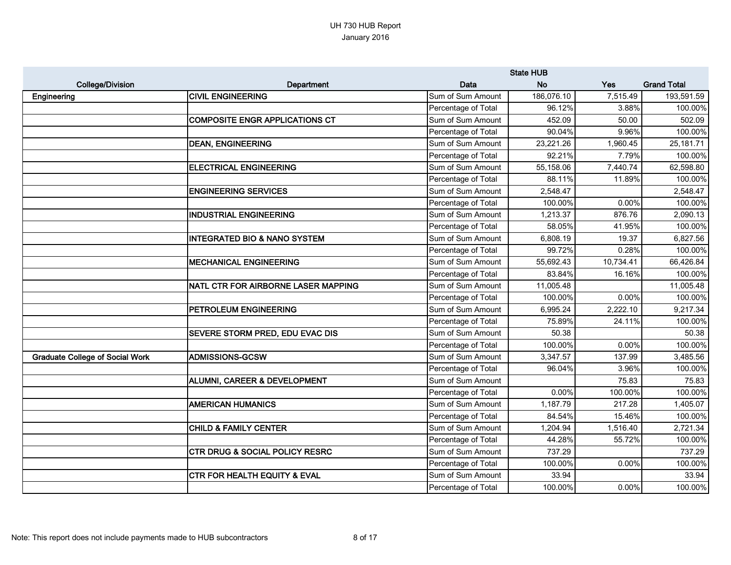UH 730 HUB Report
January 2016

| College/Division | Department | Data | State HUB No | Yes | Grand Total |
|---|---|---|---|---|---|
| Engineering | CIVIL ENGINEERING | Sum of Sum Amount | 186,076.10 | 7,515.49 | 193,591.59 |
| | | Percentage of Total | 96.12% | 3.88% | 100.00% |
| | COMPOSITE ENGR APPLICATIONS CT | Sum of Sum Amount | 452.09 | 50.00 | 502.09 |
| | | Percentage of Total | 90.04% | 9.96% | 100.00% |
| | DEAN, ENGINEERING | Sum of Sum Amount | 23,221.26 | 1,960.45 | 25,181.71 |
| | | Percentage of Total | 92.21% | 7.79% | 100.00% |
| | ELECTRICAL ENGINEERING | Sum of Sum Amount | 55,158.06 | 7,440.74 | 62,598.80 |
| | | Percentage of Total | 88.11% | 11.89% | 100.00% |
| | ENGINEERING SERVICES | Sum of Sum Amount | 2,548.47 | | 2,548.47 |
| | | Percentage of Total | 100.00% | 0.00% | 100.00% |
| | INDUSTRIAL ENGINEERING | Sum of Sum Amount | 1,213.37 | 876.76 | 2,090.13 |
| | | Percentage of Total | 58.05% | 41.95% | 100.00% |
| | INTEGRATED BIO & NANO SYSTEM | Sum of Sum Amount | 6,808.19 | 19.37 | 6,827.56 |
| | | Percentage of Total | 99.72% | 0.28% | 100.00% |
| | MECHANICAL ENGINEERING | Sum of Sum Amount | 55,692.43 | 10,734.41 | 66,426.84 |
| | | Percentage of Total | 83.84% | 16.16% | 100.00% |
| | NATL CTR FOR AIRBORNE LASER MAPPING | Sum of Sum Amount | 11,005.48 | | 11,005.48 |
| | | Percentage of Total | 100.00% | 0.00% | 100.00% |
| | PETROLEUM ENGINEERING | Sum of Sum Amount | 6,995.24 | 2,222.10 | 9,217.34 |
| | | Percentage of Total | 75.89% | 24.11% | 100.00% |
| | SEVERE STORM PRED, EDU EVAC DIS | Sum of Sum Amount | 50.38 | | 50.38 |
| | | Percentage of Total | 100.00% | 0.00% | 100.00% |
| Graduate College of Social Work | ADMISSIONS-GCSW | Sum of Sum Amount | 3,347.57 | 137.99 | 3,485.56 |
| | | Percentage of Total | 96.04% | 3.96% | 100.00% |
| | ALUMNI, CAREER & DEVELOPMENT | Sum of Sum Amount | | 75.83 | 75.83 |
| | | Percentage of Total | 0.00% | 100.00% | 100.00% |
| | AMERICAN HUMANICS | Sum of Sum Amount | 1,187.79 | 217.28 | 1,405.07 |
| | | Percentage of Total | 84.54% | 15.46% | 100.00% |
| | CHILD & FAMILY CENTER | Sum of Sum Amount | 1,204.94 | 1,516.40 | 2,721.34 |
| | | Percentage of Total | 44.28% | 55.72% | 100.00% |
| | CTR DRUG & SOCIAL POLICY RESRC | Sum of Sum Amount | 737.29 | | 737.29 |
| | | Percentage of Total | 100.00% | 0.00% | 100.00% |
| | CTR FOR HEALTH EQUITY & EVAL | Sum of Sum Amount | 33.94 | | 33.94 |
| | | Percentage of Total | 100.00% | 0.00% | 100.00% |

Note: This report does not include payments made to HUB subcontractors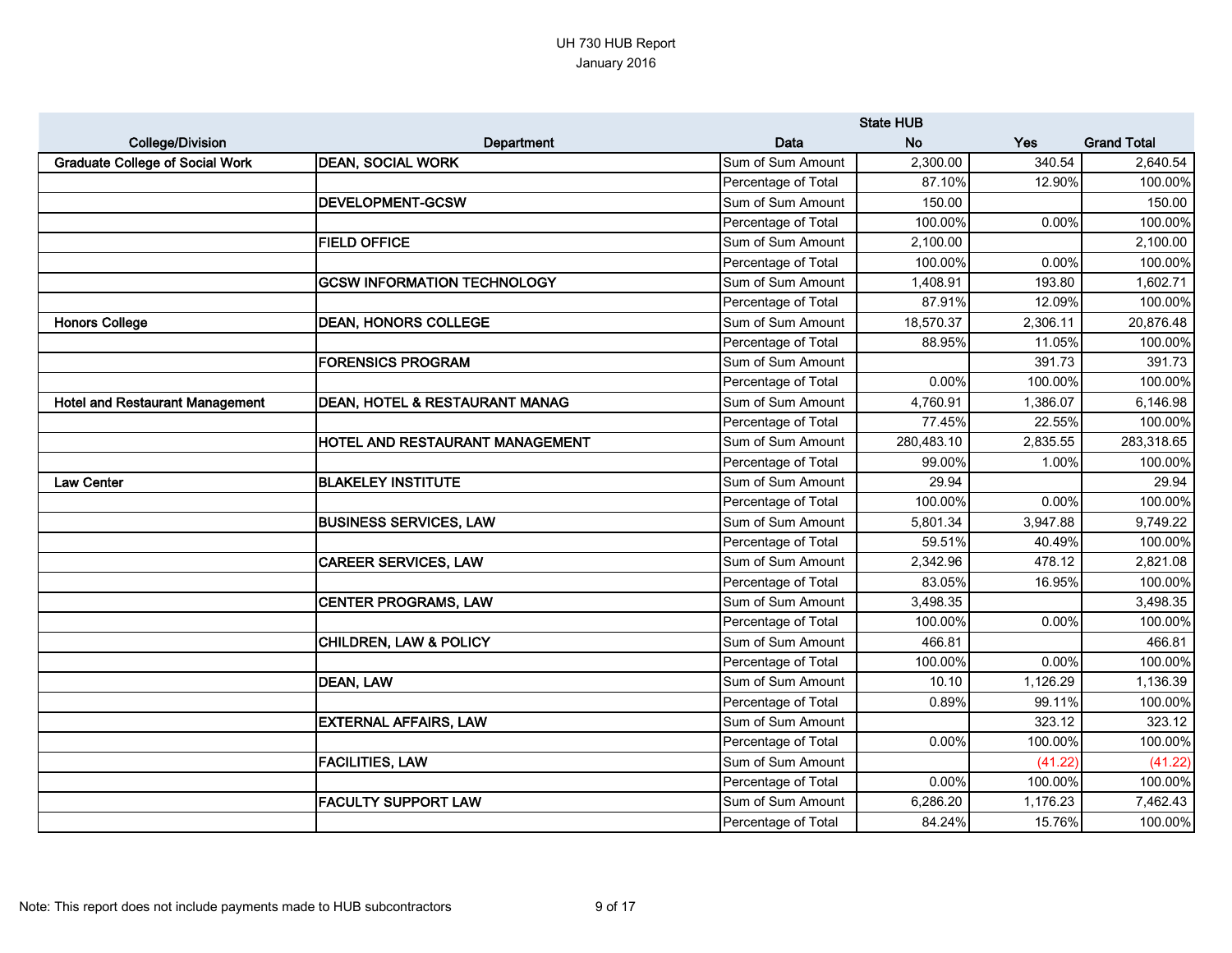UH 730 HUB Report
January 2016

| College/Division | Department | Data | State HUB No | Yes | Grand Total |
|---|---|---|---|---|---|
| **Graduate College of Social Work** | **DEAN, SOCIAL WORK** | Sum of Sum Amount | 2,300.00 | 340.54 | 2,640.54 |
| | | Percentage of Total | 87.10% | 12.90% | 100.00% |
| | **DEVELOPMENT-GCSW** | Sum of Sum Amount | 150.00 | | 150.00 |
| | | Percentage of Total | 100.00% | 0.00% | 100.00% |
| | **FIELD OFFICE** | Sum of Sum Amount | 2,100.00 | | 2,100.00 |
| | | Percentage of Total | 100.00% | 0.00% | 100.00% |
| | **GCSW INFORMATION TECHNOLOGY** | Sum of Sum Amount | 1,408.91 | 193.80 | 1,602.71 |
| | | Percentage of Total | 87.91% | 12.09% | 100.00% |
| **Honors College** | **DEAN, HONORS COLLEGE** | Sum of Sum Amount | 18,570.37 | 2,306.11 | 20,876.48 |
| | | Percentage of Total | 88.95% | 11.05% | 100.00% |
| | **FORENSICS PROGRAM** | Sum of Sum Amount | | 391.73 | 391.73 |
| | | Percentage of Total | 0.00% | 100.00% | 100.00% |
| **Hotel and Restaurant Management** | **DEAN, HOTEL & RESTAURANT MANAG** | Sum of Sum Amount | 4,760.91 | 1,386.07 | 6,146.98 |
| | | Percentage of Total | 77.45% | 22.55% | 100.00% |
| | **HOTEL AND RESTAURANT MANAGEMENT** | Sum of Sum Amount | 280,483.10 | 2,835.55 | 283,318.65 |
| | | Percentage of Total | 99.00% | 1.00% | 100.00% |
| **Law Center** | **BLAKELEY INSTITUTE** | Sum of Sum Amount | 29.94 | | 29.94 |
| | | Percentage of Total | 100.00% | 0.00% | 100.00% |
| | **BUSINESS SERVICES, LAW** | Sum of Sum Amount | 5,801.34 | 3,947.88 | 9,749.22 |
| | | Percentage of Total | 59.51% | 40.49% | 100.00% |
| | **CAREER SERVICES, LAW** | Sum of Sum Amount | 2,342.96 | 478.12 | 2,821.08 |
| | | Percentage of Total | 83.05% | 16.95% | 100.00% |
| | **CENTER PROGRAMS, LAW** | Sum of Sum Amount | 3,498.35 | | 3,498.35 |
| | | Percentage of Total | 100.00% | 0.00% | 100.00% |
| | **CHILDREN, LAW & POLICY** | Sum of Sum Amount | 466.81 | | 466.81 |
| | | Percentage of Total | 100.00% | 0.00% | 100.00% |
| | **DEAN, LAW** | Sum of Sum Amount | 10.10 | 1,126.29 | 1,136.39 |
| | | Percentage of Total | 0.89% | 99.11% | 100.00% |
| | **EXTERNAL AFFAIRS, LAW** | Sum of Sum Amount | | 323.12 | 323.12 |
| | | Percentage of Total | 0.00% | 100.00% | 100.00% |
| | **FACILITIES, LAW** | Sum of Sum Amount | | (41.22) | (41.22) |
| | | Percentage of Total | 0.00% | 100.00% | 100.00% |
| | **FACULTY SUPPORT LAW** | Sum of Sum Amount | 6,286.20 | 1,176.23 | 7,462.43 |
| | | Percentage of Total | 84.24% | 15.76% | 100.00% |

Note: This report does not include payments made to HUB subcontractors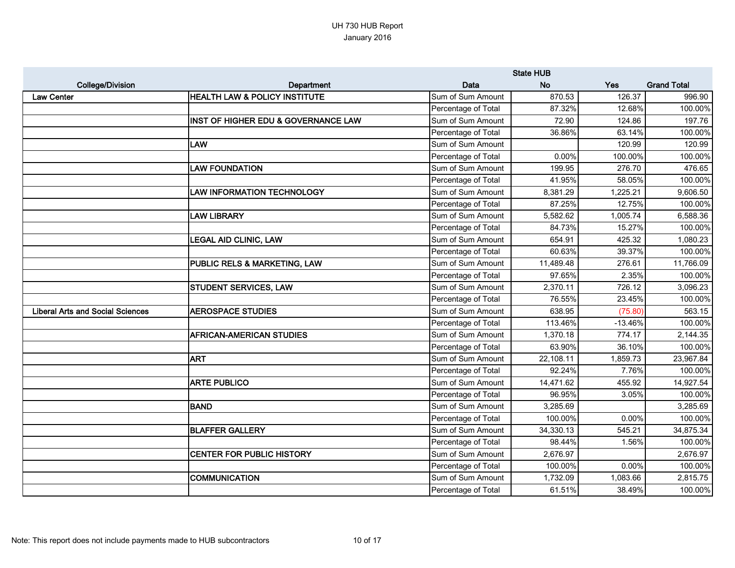UH 730 HUB Report
January 2016

| College/Division | Department | Data | State HUB No | Yes | Grand Total |
|---|---|---|---|---|---|
| Law Center | HEALTH LAW & POLICY INSTITUTE | Sum of Sum Amount | 870.53 | 126.37 | 996.90 |
| | | Percentage of Total | 87.32% | 12.68% | 100.00% |
| | INST OF HIGHER EDU & GOVERNANCE LAW | Sum of Sum Amount | 72.90 | 124.86 | 197.76 |
| | | Percentage of Total | 36.86% | 63.14% | 100.00% |
| | LAW | Sum of Sum Amount | | 120.99 | 120.99 |
| | | Percentage of Total | 0.00% | 100.00% | 100.00% |
| | LAW FOUNDATION | Sum of Sum Amount | 199.95 | 276.70 | 476.65 |
| | | Percentage of Total | 41.95% | 58.05% | 100.00% |
| | LAW INFORMATION TECHNOLOGY | Sum of Sum Amount | 8,381.29 | 1,225.21 | 9,606.50 |
| | | Percentage of Total | 87.25% | 12.75% | 100.00% |
| | LAW LIBRARY | Sum of Sum Amount | 5,582.62 | 1,005.74 | 6,588.36 |
| | | Percentage of Total | 84.73% | 15.27% | 100.00% |
| | LEGAL AID CLINIC, LAW | Sum of Sum Amount | 654.91 | 425.32 | 1,080.23 |
| | | Percentage of Total | 60.63% | 39.37% | 100.00% |
| | PUBLIC RELS & MARKETING, LAW | Sum of Sum Amount | 11,489.48 | 276.61 | 11,766.09 |
| | | Percentage of Total | 97.65% | 2.35% | 100.00% |
| | STUDENT SERVICES, LAW | Sum of Sum Amount | 2,370.11 | 726.12 | 3,096.23 |
| | | Percentage of Total | 76.55% | 23.45% | 100.00% |
| Liberal Arts and Social Sciences | AEROSPACE STUDIES | Sum of Sum Amount | 638.95 | (75.80) | 563.15 |
| | | Percentage of Total | 113.46% | -13.46% | 100.00% |
| | AFRICAN-AMERICAN STUDIES | Sum of Sum Amount | 1,370.18 | 774.17 | 2,144.35 |
| | | Percentage of Total | 63.90% | 36.10% | 100.00% |
| | ART | Sum of Sum Amount | 22,108.11 | 1,859.73 | 23,967.84 |
| | | Percentage of Total | 92.24% | 7.76% | 100.00% |
| | ARTE PUBLICO | Sum of Sum Amount | 14,471.62 | 455.92 | 14,927.54 |
| | | Percentage of Total | 96.95% | 3.05% | 100.00% |
| | BAND | Sum of Sum Amount | 3,285.69 | | 3,285.69 |
| | | Percentage of Total | 100.00% | 0.00% | 100.00% |
| | BLAFFER GALLERY | Sum of Sum Amount | 34,330.13 | 545.21 | 34,875.34 |
| | | Percentage of Total | 98.44% | 1.56% | 100.00% |
| | CENTER FOR PUBLIC HISTORY | Sum of Sum Amount | 2,676.97 | | 2,676.97 |
| | | Percentage of Total | 100.00% | 0.00% | 100.00% |
| | COMMUNICATION | Sum of Sum Amount | 1,732.09 | 1,083.66 | 2,815.75 |
| | | Percentage of Total | 61.51% | 38.49% | 100.00% |

Note: This report does not include payments made to HUB subcontractors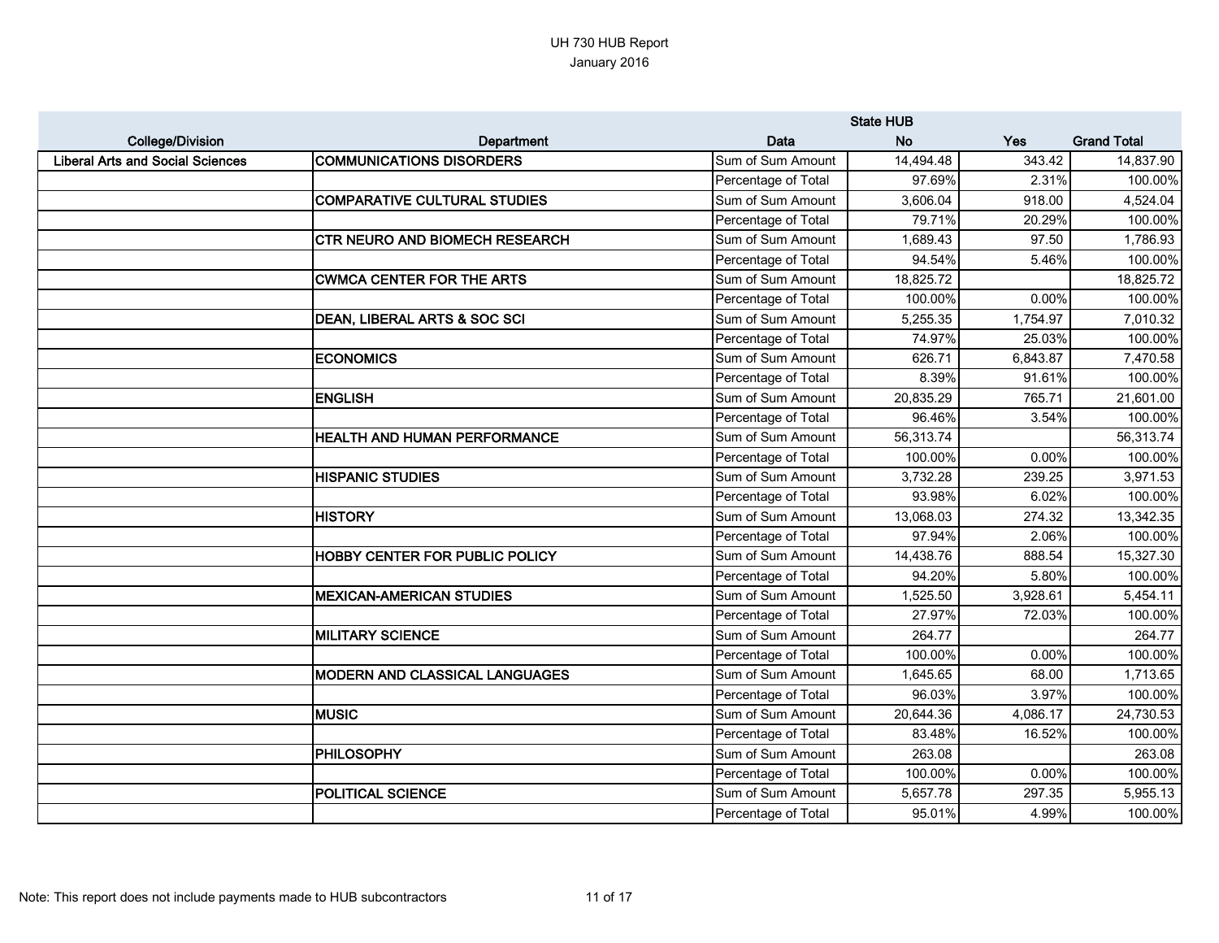UH 730 HUB Report
January 2016

| | | | State HUB | | |
|---|---|---|---|---|---|
| College/Division | Department | Data | No | Yes | Grand Total |
| Liberal Arts and Social Sciences | COMMUNICATIONS DISORDERS | Sum of Sum Amount | 14,494.48 | 343.42 | 14,837.90 |
| | | Percentage of Total | 97.69% | 2.31% | 100.00% |
| | COMPARATIVE CULTURAL STUDIES | Sum of Sum Amount | 3,606.04 | 918.00 | 4,524.04 |
| | | Percentage of Total | 79.71% | 20.29% | 100.00% |
| | CTR NEURO AND BIOMECH RESEARCH | Sum of Sum Amount | 1,689.43 | 97.50 | 1,786.93 |
| | | Percentage of Total | 94.54% | 5.46% | 100.00% |
| | CWMCA CENTER FOR THE ARTS | Sum of Sum Amount | 18,825.72 | | 18,825.72 |
| | | Percentage of Total | 100.00% | 0.00% | 100.00% |
| | DEAN, LIBERAL ARTS & SOC SCI | Sum of Sum Amount | 5,255.35 | 1,754.97 | 7,010.32 |
| | | Percentage of Total | 74.97% | 25.03% | 100.00% |
| | ECONOMICS | Sum of Sum Amount | 626.71 | 6,843.87 | 7,470.58 |
| | | Percentage of Total | 8.39% | 91.61% | 100.00% |
| | ENGLISH | Sum of Sum Amount | 20,835.29 | 765.71 | 21,601.00 |
| | | Percentage of Total | 96.46% | 3.54% | 100.00% |
| | HEALTH AND HUMAN PERFORMANCE | Sum of Sum Amount | 56,313.74 | | 56,313.74 |
| | | Percentage of Total | 100.00% | 0.00% | 100.00% |
| | HISPANIC STUDIES | Sum of Sum Amount | 3,732.28 | 239.25 | 3,971.53 |
| | | Percentage of Total | 93.98% | 6.02% | 100.00% |
| | HISTORY | Sum of Sum Amount | 13,068.03 | 274.32 | 13,342.35 |
| | | Percentage of Total | 97.94% | 2.06% | 100.00% |
| | HOBBY CENTER FOR PUBLIC POLICY | Sum of Sum Amount | 14,438.76 | 888.54 | 15,327.30 |
| | | Percentage of Total | 94.20% | 5.80% | 100.00% |
| | MEXICAN-AMERICAN STUDIES | Sum of Sum Amount | 1,525.50 | 3,928.61 | 5,454.11 |
| | | Percentage of Total | 27.97% | 72.03% | 100.00% |
| | MILITARY SCIENCE | Sum of Sum Amount | 264.77 | | 264.77 |
| | | Percentage of Total | 100.00% | 0.00% | 100.00% |
| | MODERN AND CLASSICAL LANGUAGES | Sum of Sum Amount | 1,645.65 | 68.00 | 1,713.65 |
| | | Percentage of Total | 96.03% | 3.97% | 100.00% |
| | MUSIC | Sum of Sum Amount | 20,644.36 | 4,086.17 | 24,730.53 |
| | | Percentage of Total | 83.48% | 16.52% | 100.00% |
| | PHILOSOPHY | Sum of Sum Amount | 263.08 | | 263.08 |
| | | Percentage of Total | 100.00% | 0.00% | 100.00% |
| | POLITICAL SCIENCE | Sum of Sum Amount | 5,657.78 | 297.35 | 5,955.13 |
| | | Percentage of Total | 95.01% | 4.99% | 100.00% |

Note: This report does not include payments made to HUB subcontractors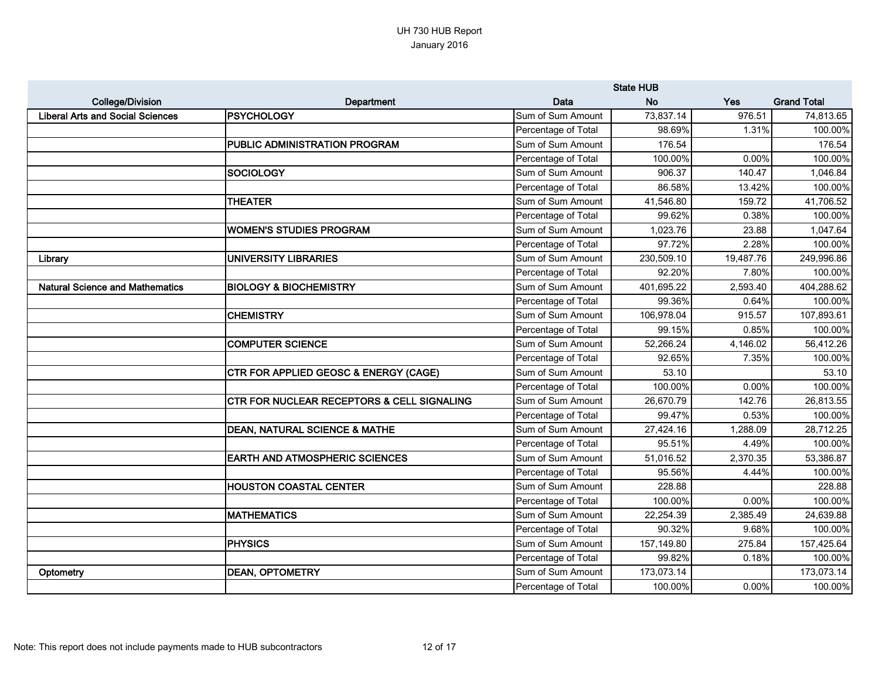UH 730 HUB Report
January 2016

| College/Division | Department | Data | State HUB No | Yes | Grand Total |
|---|---|---|---|---|---|
| **Liberal Arts and Social Sciences** | **PSYCHOLOGY** | Sum of Sum Amount | 73,837.14 | 976.51 | 74,813.65 |
| | | Percentage of Total | 98.69% | 1.31% | 100.00% |
| | **PUBLIC ADMINISTRATION PROGRAM** | Sum of Sum Amount | 176.54 | | 176.54 |
| | | Percentage of Total | 100.00% | 0.00% | 100.00% |
| | **SOCIOLOGY** | Sum of Sum Amount | 906.37 | 140.47 | 1,046.84 |
| | | Percentage of Total | 86.58% | 13.42% | 100.00% |
| | **THEATER** | Sum of Sum Amount | 41,546.80 | 159.72 | 41,706.52 |
| | | Percentage of Total | 99.62% | 0.38% | 100.00% |
| | **WOMEN'S STUDIES PROGRAM** | Sum of Sum Amount | 1,023.76 | 23.88 | 1,047.64 |
| | | Percentage of Total | 97.72% | 2.28% | 100.00% |
| **Library** | **UNIVERSITY LIBRARIES** | Sum of Sum Amount | 230,509.10 | 19,487.76 | 249,996.86 |
| | | Percentage of Total | 92.20% | 7.80% | 100.00% |
| **Natural Science and Mathematics** | **BIOLOGY & BIOCHEMISTRY** | Sum of Sum Amount | 401,695.22 | 2,593.40 | 404,288.62 |
| | | Percentage of Total | 99.36% | 0.64% | 100.00% |
| | **CHEMISTRY** | Sum of Sum Amount | 106,978.04 | 915.57 | 107,893.61 |
| | | Percentage of Total | 99.15% | 0.85% | 100.00% |
| | **COMPUTER SCIENCE** | Sum of Sum Amount | 52,266.24 | 4,146.02 | 56,412.26 |
| | | Percentage of Total | 92.65% | 7.35% | 100.00% |
| | **CTR FOR APPLIED GEOSC & ENERGY (CAGE)** | Sum of Sum Amount | 53.10 | | 53.10 |
| | | Percentage of Total | 100.00% | 0.00% | 100.00% |
| | **CTR FOR NUCLEAR RECEPTORS & CELL SIGNALING** | Sum of Sum Amount | 26,670.79 | 142.76 | 26,813.55 |
| | | Percentage of Total | 99.47% | 0.53% | 100.00% |
| | **DEAN, NATURAL SCIENCE & MATHE** | Sum of Sum Amount | 27,424.16 | 1,288.09 | 28,712.25 |
| | | Percentage of Total | 95.51% | 4.49% | 100.00% |
| | **EARTH AND ATMOSPHERIC SCIENCES** | Sum of Sum Amount | 51,016.52 | 2,370.35 | 53,386.87 |
| | | Percentage of Total | 95.56% | 4.44% | 100.00% |
| | **HOUSTON COASTAL CENTER** | Sum of Sum Amount | 228.88 | | 228.88 |
| | | Percentage of Total | 100.00% | 0.00% | 100.00% |
| | **MATHEMATICS** | Sum of Sum Amount | 22,254.39 | 2,385.49 | 24,639.88 |
| | | Percentage of Total | 90.32% | 9.68% | 100.00% |
| | **PHYSICS** | Sum of Sum Amount | 157,149.80 | 275.84 | 157,425.64 |
| | | Percentage of Total | 99.82% | 0.18% | 100.00% |
| **Optometry** | **DEAN, OPTOMETRY** | Sum of Sum Amount | 173,073.14 | | 173,073.14 |
| | | Percentage of Total | 100.00% | 0.00% | 100.00% |

Note: This report does not include payments made to HUB subcontractors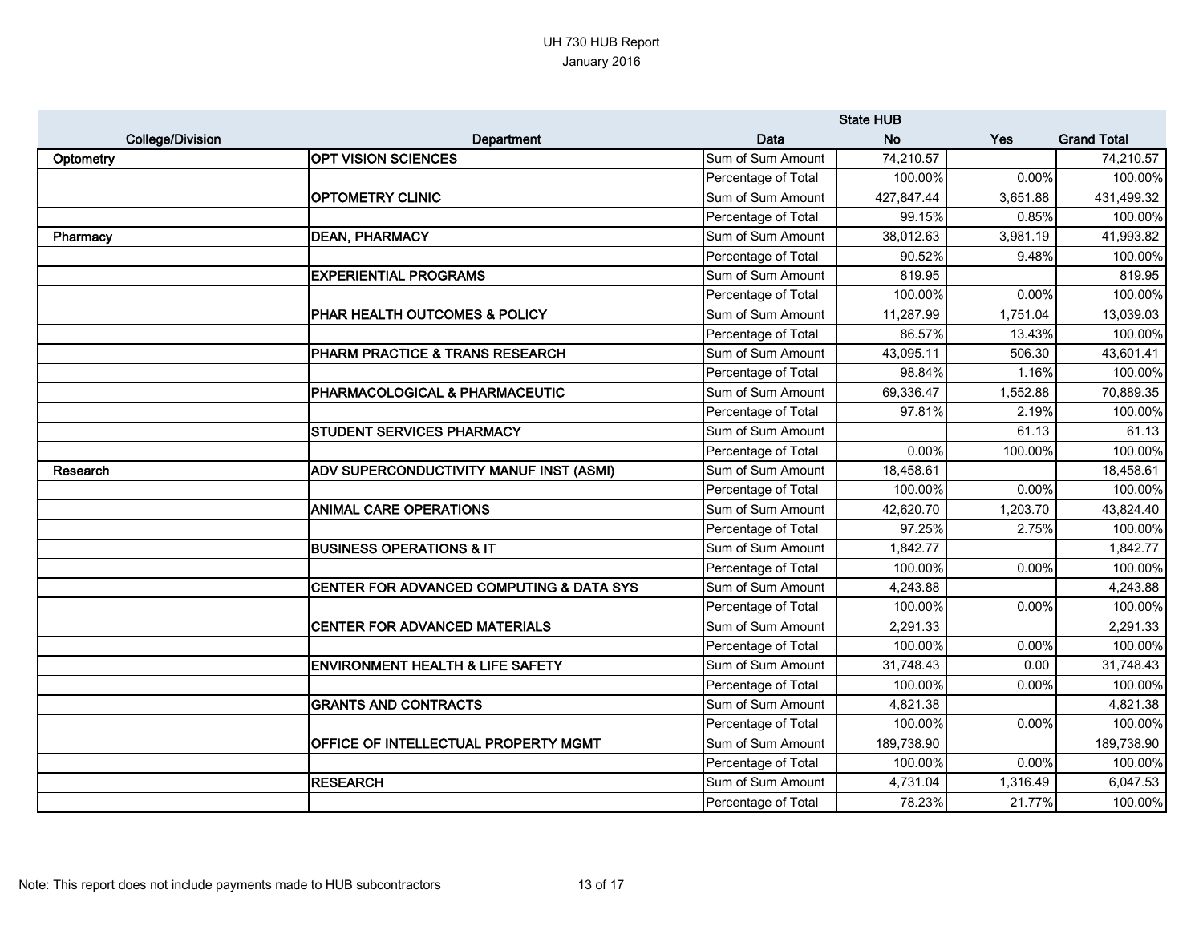UH 730 HUB Report
January 2016

| College/Division | Department | Data | State HUB No | Yes | Grand Total |
|---|---|---|---|---|---|
| Optometry | OPT VISION SCIENCES | Sum of Sum Amount | 74,210.57 | | 74,210.57 |
| | | Percentage of Total | 100.00% | 0.00% | 100.00% |
| | OPTOMETRY CLINIC | Sum of Sum Amount | 427,847.44 | 3,651.88 | 431,499.32 |
| | | Percentage of Total | 99.15% | 0.85% | 100.00% |
| Pharmacy | DEAN, PHARMACY | Sum of Sum Amount | 38,012.63 | 3,981.19 | 41,993.82 |
| | | Percentage of Total | 90.52% | 9.48% | 100.00% |
| | EXPERIENTIAL PROGRAMS | Sum of Sum Amount | 819.95 | | 819.95 |
| | | Percentage of Total | 100.00% | 0.00% | 100.00% |
| | PHAR HEALTH OUTCOMES & POLICY | Sum of Sum Amount | 11,287.99 | 1,751.04 | 13,039.03 |
| | | Percentage of Total | 86.57% | 13.43% | 100.00% |
| | PHARM PRACTICE & TRANS RESEARCH | Sum of Sum Amount | 43,095.11 | 506.30 | 43,601.41 |
| | | Percentage of Total | 98.84% | 1.16% | 100.00% |
| | PHARMACOLOGICAL & PHARMACEUTIC | Sum of Sum Amount | 69,336.47 | 1,552.88 | 70,889.35 |
| | | Percentage of Total | 97.81% | 2.19% | 100.00% |
| | STUDENT SERVICES PHARMACY | Sum of Sum Amount | | 61.13 | 61.13 |
| | | Percentage of Total | 0.00% | 100.00% | 100.00% |
| Research | ADV SUPERCONDUCTIVITY MANUF INST (ASMI) | Sum of Sum Amount | 18,458.61 | | 18,458.61 |
| | | Percentage of Total | 100.00% | 0.00% | 100.00% |
| | ANIMAL CARE OPERATIONS | Sum of Sum Amount | 42,620.70 | 1,203.70 | 43,824.40 |
| | | Percentage of Total | 97.25% | 2.75% | 100.00% |
| | BUSINESS OPERATIONS & IT | Sum of Sum Amount | 1,842.77 | | 1,842.77 |
| | | Percentage of Total | 100.00% | 0.00% | 100.00% |
| | CENTER FOR ADVANCED COMPUTING & DATA SYS | Sum of Sum Amount | 4,243.88 | | 4,243.88 |
| | | Percentage of Total | 100.00% | 0.00% | 100.00% |
| | CENTER FOR ADVANCED MATERIALS | Sum of Sum Amount | 2,291.33 | | 2,291.33 |
| | | Percentage of Total | 100.00% | 0.00% | 100.00% |
| | ENVIRONMENT HEALTH & LIFE SAFETY | Sum of Sum Amount | 31,748.43 | 0.00 | 31,748.43 |
| | | Percentage of Total | 100.00% | 0.00% | 100.00% |
| | GRANTS AND CONTRACTS | Sum of Sum Amount | 4,821.38 | | 4,821.38 |
| | | Percentage of Total | 100.00% | 0.00% | 100.00% |
| | OFFICE OF INTELLECTUAL PROPERTY MGMT | Sum of Sum Amount | 189,738.90 | | 189,738.90 |
| | | Percentage of Total | 100.00% | 0.00% | 100.00% |
| | RESEARCH | Sum of Sum Amount | 4,731.04 | 1,316.49 | 6,047.53 |
| | | Percentage of Total | 78.23% | 21.77% | 100.00% |

Note: This report does not include payments made to HUB subcontractors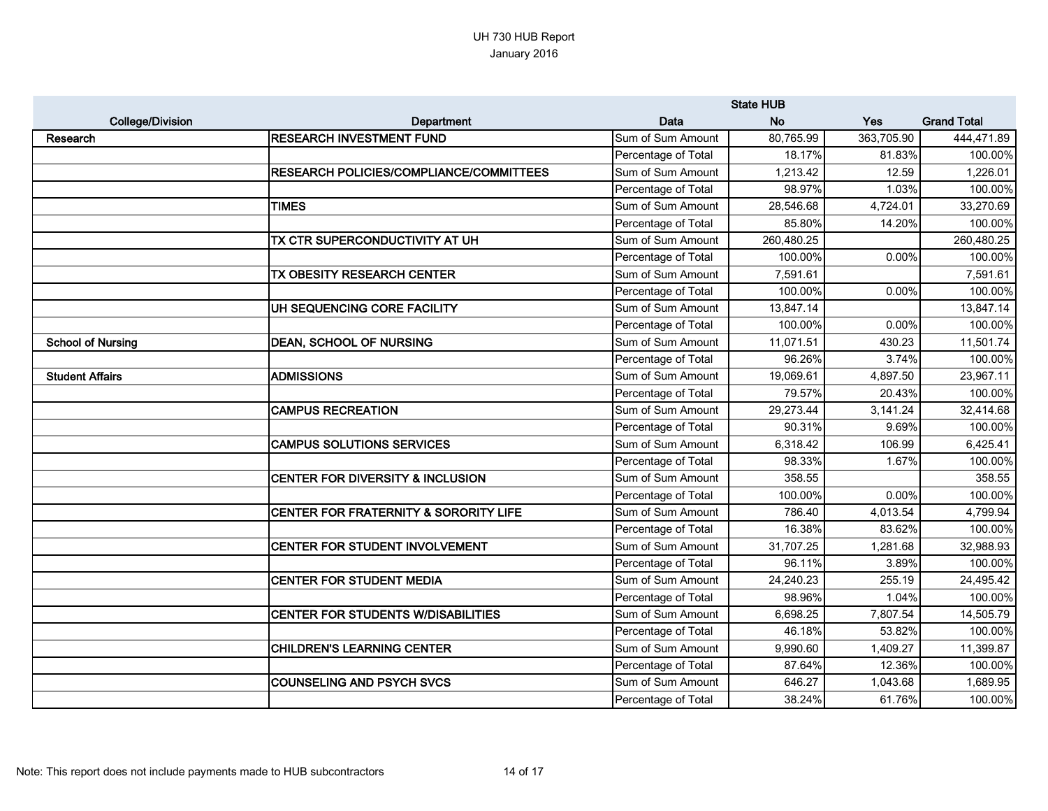UH 730 HUB Report
January 2016

| College/Division | Department | Data | State HUB No | Yes | Grand Total |
|---|---|---|---|---|---|
| **Research** | **RESEARCH INVESTMENT FUND** | Sum of Sum Amount | 80,765.99 | 363,705.90 | 444,471.89 |
| | | Percentage of Total | 18.17% | 81.83% | 100.00% |
| | **RESEARCH POLICIES/COMPLIANCE/COMMITTEES** | Sum of Sum Amount | 1,213.42 | 12.59 | 1,226.01 |
| | | Percentage of Total | 98.97% | 1.03% | 100.00% |
| | **TIMES** | Sum of Sum Amount | 28,546.68 | 4,724.01 | 33,270.69 |
| | | Percentage of Total | 85.80% | 14.20% | 100.00% |
| | **TX CTR SUPERCONDUCTIVITY AT UH** | Sum of Sum Amount | 260,480.25 | | 260,480.25 |
| | | Percentage of Total | 100.00% | 0.00% | 100.00% |
| | **TX OBESITY RESEARCH CENTER** | Sum of Sum Amount | 7,591.61 | | 7,591.61 |
| | | Percentage of Total | 100.00% | 0.00% | 100.00% |
| | **UH SEQUENCING CORE FACILITY** | Sum of Sum Amount | 13,847.14 | | 13,847.14 |
| | | Percentage of Total | 100.00% | 0.00% | 100.00% |
| **School of Nursing** | **DEAN, SCHOOL OF NURSING** | Sum of Sum Amount | 11,071.51 | 430.23 | 11,501.74 |
| | | Percentage of Total | 96.26% | 3.74% | 100.00% |
| **Student Affairs** | **ADMISSIONS** | Sum of Sum Amount | 19,069.61 | 4,897.50 | 23,967.11 |
| | | Percentage of Total | 79.57% | 20.43% | 100.00% |
| | **CAMPUS RECREATION** | Sum of Sum Amount | 29,273.44 | 3,141.24 | 32,414.68 |
| | | Percentage of Total | 90.31% | 9.69% | 100.00% |
| | **CAMPUS SOLUTIONS SERVICES** | Sum of Sum Amount | 6,318.42 | 106.99 | 6,425.41 |
| | | Percentage of Total | 98.33% | 1.67% | 100.00% |
| | **CENTER FOR DIVERSITY & INCLUSION** | Sum of Sum Amount | 358.55 | | 358.55 |
| | | Percentage of Total | 100.00% | 0.00% | 100.00% |
| | **CENTER FOR FRATERNITY & SORORITY LIFE** | Sum of Sum Amount | 786.40 | 4,013.54 | 4,799.94 |
| | | Percentage of Total | 16.38% | 83.62% | 100.00% |
| | **CENTER FOR STUDENT INVOLVEMENT** | Sum of Sum Amount | 31,707.25 | 1,281.68 | 32,988.93 |
| | | Percentage of Total | 96.11% | 3.89% | 100.00% |
| | **CENTER FOR STUDENT MEDIA** | Sum of Sum Amount | 24,240.23 | 255.19 | 24,495.42 |
| | | Percentage of Total | 98.96% | 1.04% | 100.00% |
| | **CENTER FOR STUDENTS W/DISABILITIES** | Sum of Sum Amount | 6,698.25 | 7,807.54 | 14,505.79 |
| | | Percentage of Total | 46.18% | 53.82% | 100.00% |
| | **CHILDREN'S LEARNING CENTER** | Sum of Sum Amount | 9,990.60 | 1,409.27 | 11,399.87 |
| | | Percentage of Total | 87.64% | 12.36% | 100.00% |
| | **COUNSELING AND PSYCH SVCS** | Sum of Sum Amount | 646.27 | 1,043.68 | 1,689.95 |
| | | Percentage of Total | 38.24% | 61.76% | 100.00% |

Note: This report does not include payments made to HUB subcontractors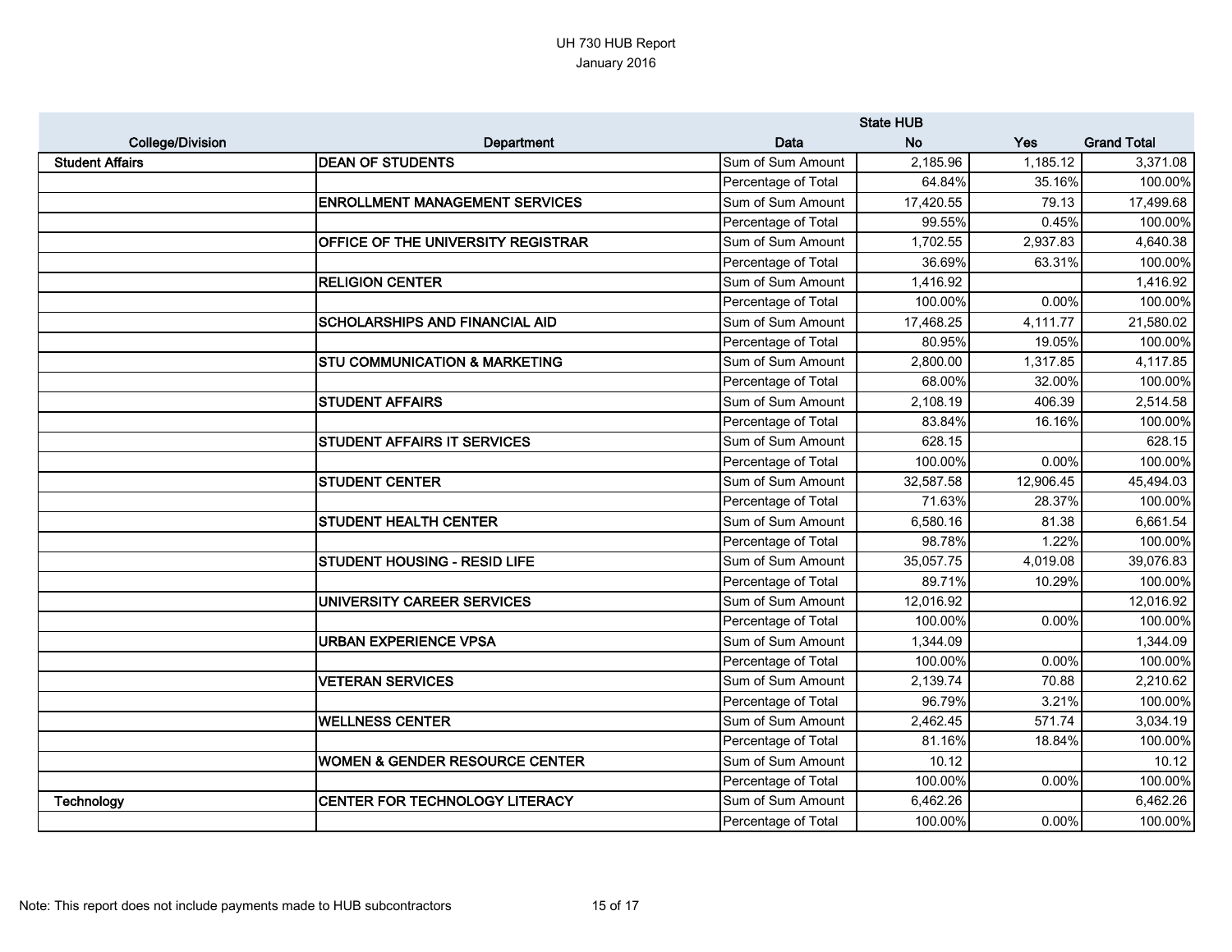UH 730 HUB Report
January 2016

| College/Division | Department | Data | State HUB No | Yes | Grand Total |
|---|---|---|---|---|---|
| **Student Affairs** | **DEAN OF STUDENTS** | Sum of Sum Amount | 2,185.96 | 1,185.12 | 3,371.08 |
| | | Percentage of Total | 64.84% | 35.16% | 100.00% |
| | **ENROLLMENT MANAGEMENT SERVICES** | Sum of Sum Amount | 17,420.55 | 79.13 | 17,499.68 |
| | | Percentage of Total | 99.55% | 0.45% | 100.00% |
| | **OFFICE OF THE UNIVERSITY REGISTRAR** | Sum of Sum Amount | 1,702.55 | 2,937.83 | 4,640.38 |
| | | Percentage of Total | 36.69% | 63.31% | 100.00% |
| | **RELIGION CENTER** | Sum of Sum Amount | 1,416.92 | | 1,416.92 |
| | | Percentage of Total | 100.00% | 0.00% | 100.00% |
| | **SCHOLARSHIPS AND FINANCIAL AID** | Sum of Sum Amount | 17,468.25 | 4,111.77 | 21,580.02 |
| | | Percentage of Total | 80.95% | 19.05% | 100.00% |
| | **STU COMMUNICATION & MARKETING** | Sum of Sum Amount | 2,800.00 | 1,317.85 | 4,117.85 |
| | | Percentage of Total | 68.00% | 32.00% | 100.00% |
| | **STUDENT AFFAIRS** | Sum of Sum Amount | 2,108.19 | 406.39 | 2,514.58 |
| | | Percentage of Total | 83.84% | 16.16% | 100.00% |
| | **STUDENT AFFAIRS IT SERVICES** | Sum of Sum Amount | 628.15 | | 628.15 |
| | | Percentage of Total | 100.00% | 0.00% | 100.00% |
| | **STUDENT CENTER** | Sum of Sum Amount | 32,587.58 | 12,906.45 | 45,494.03 |
| | | Percentage of Total | 71.63% | 28.37% | 100.00% |
| | **STUDENT HEALTH CENTER** | Sum of Sum Amount | 6,580.16 | 81.38 | 6,661.54 |
| | | Percentage of Total | 98.78% | 1.22% | 100.00% |
| | **STUDENT HOUSING - RESID LIFE** | Sum of Sum Amount | 35,057.75 | 4,019.08 | 39,076.83 |
| | | Percentage of Total | 89.71% | 10.29% | 100.00% |
| | **UNIVERSITY CAREER SERVICES** | Sum of Sum Amount | 12,016.92 | | 12,016.92 |
| | | Percentage of Total | 100.00% | 0.00% | 100.00% |
| | **URBAN EXPERIENCE VPSA** | Sum of Sum Amount | 1,344.09 | | 1,344.09 |
| | | Percentage of Total | 100.00% | 0.00% | 100.00% |
| | **VETERAN SERVICES** | Sum of Sum Amount | 2,139.74 | 70.88 | 2,210.62 |
| | | Percentage of Total | 96.79% | 3.21% | 100.00% |
| | **WELLNESS CENTER** | Sum of Sum Amount | 2,462.45 | 571.74 | 3,034.19 |
| | | Percentage of Total | 81.16% | 18.84% | 100.00% |
| | **WOMEN & GENDER RESOURCE CENTER** | Sum of Sum Amount | 10.12 | | 10.12 |
| | | Percentage of Total | 100.00% | 0.00% | 100.00% |
| **Technology** | **CENTER FOR TECHNOLOGY LITERACY** | Sum of Sum Amount | 6,462.26 | | 6,462.26 |
| | | Percentage of Total | 100.00% | 0.00% | 100.00% |

Note: This report does not include payments made to HUB subcontractors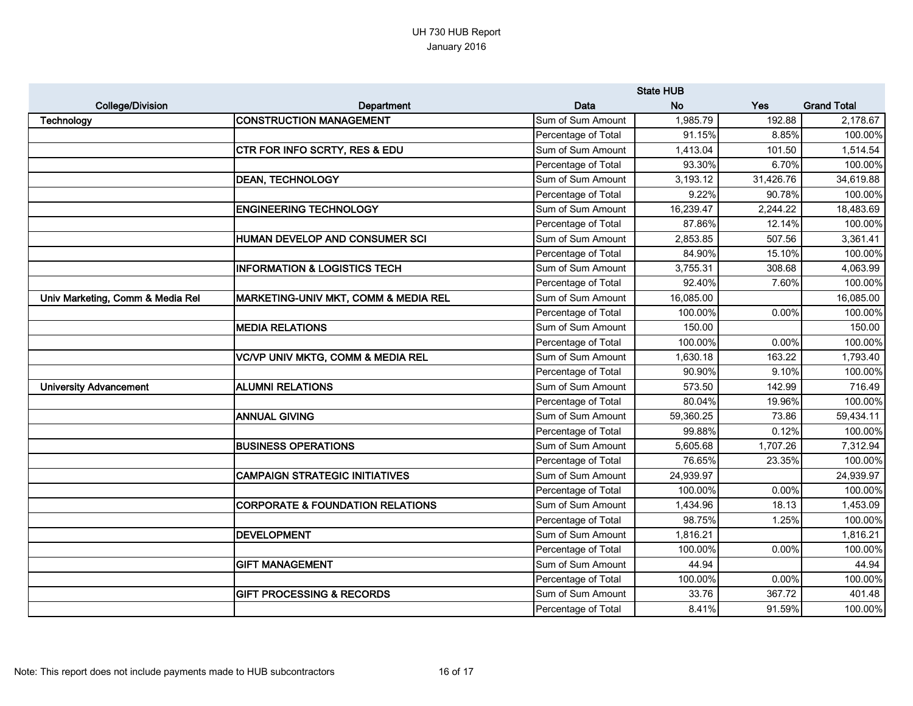UH 730 HUB Report
January 2016

| College/Division | Department | Data | State HUB No | Yes | Grand Total |
|---|---|---|---|---|---|
| Technology | CONSTRUCTION MANAGEMENT | Sum of Sum Amount | 1,985.79 | 192.88 | 2,178.67 |
| | | Percentage of Total | 91.15% | 8.85% | 100.00% |
| | CTR FOR INFO SCRTY, RES & EDU | Sum of Sum Amount | 1,413.04 | 101.50 | 1,514.54 |
| | | Percentage of Total | 93.30% | 6.70% | 100.00% |
| | DEAN, TECHNOLOGY | Sum of Sum Amount | 3,193.12 | 31,426.76 | 34,619.88 |
| | | Percentage of Total | 9.22% | 90.78% | 100.00% |
| | ENGINEERING TECHNOLOGY | Sum of Sum Amount | 16,239.47 | 2,244.22 | 18,483.69 |
| | | Percentage of Total | 87.86% | 12.14% | 100.00% |
| | HUMAN DEVELOP AND CONSUMER SCI | Sum of Sum Amount | 2,853.85 | 507.56 | 3,361.41 |
| | | Percentage of Total | 84.90% | 15.10% | 100.00% |
| | INFORMATION & LOGISTICS TECH | Sum of Sum Amount | 3,755.31 | 308.68 | 4,063.99 |
| | | Percentage of Total | 92.40% | 7.60% | 100.00% |
| Univ Marketing, Comm & Media Rel | MARKETING-UNIV MKT, COMM & MEDIA REL | Sum of Sum Amount | 16,085.00 | | 16,085.00 |
| | | Percentage of Total | 100.00% | 0.00% | 100.00% |
| | MEDIA RELATIONS | Sum of Sum Amount | 150.00 | | 150.00 |
| | | Percentage of Total | 100.00% | 0.00% | 100.00% |
| | VC/VP UNIV MKTG, COMM & MEDIA REL | Sum of Sum Amount | 1,630.18 | 163.22 | 1,793.40 |
| | | Percentage of Total | 90.90% | 9.10% | 100.00% |
| University Advancement | ALUMNI RELATIONS | Sum of Sum Amount | 573.50 | 142.99 | 716.49 |
| | | Percentage of Total | 80.04% | 19.96% | 100.00% |
| | ANNUAL GIVING | Sum of Sum Amount | 59,360.25 | 73.86 | 59,434.11 |
| | | Percentage of Total | 99.88% | 0.12% | 100.00% |
| | BUSINESS OPERATIONS | Sum of Sum Amount | 5,605.68 | 1,707.26 | 7,312.94 |
| | | Percentage of Total | 76.65% | 23.35% | 100.00% |
| | CAMPAIGN STRATEGIC INITIATIVES | Sum of Sum Amount | 24,939.97 | | 24,939.97 |
| | | Percentage of Total | 100.00% | 0.00% | 100.00% |
| | CORPORATE & FOUNDATION RELATIONS | Sum of Sum Amount | 1,434.96 | 18.13 | 1,453.09 |
| | | Percentage of Total | 98.75% | 1.25% | 100.00% |
| | DEVELOPMENT | Sum of Sum Amount | 1,816.21 | | 1,816.21 |
| | | Percentage of Total | 100.00% | 0.00% | 100.00% |
| | GIFT MANAGEMENT | Sum of Sum Amount | 44.94 | | 44.94 |
| | | Percentage of Total | 100.00% | 0.00% | 100.00% |
| | GIFT PROCESSING & RECORDS | Sum of Sum Amount | 33.76 | 367.72 | 401.48 |
| | | Percentage of Total | 8.41% | 91.59% | 100.00% |

Note: This report does not include payments made to HUB subcontractors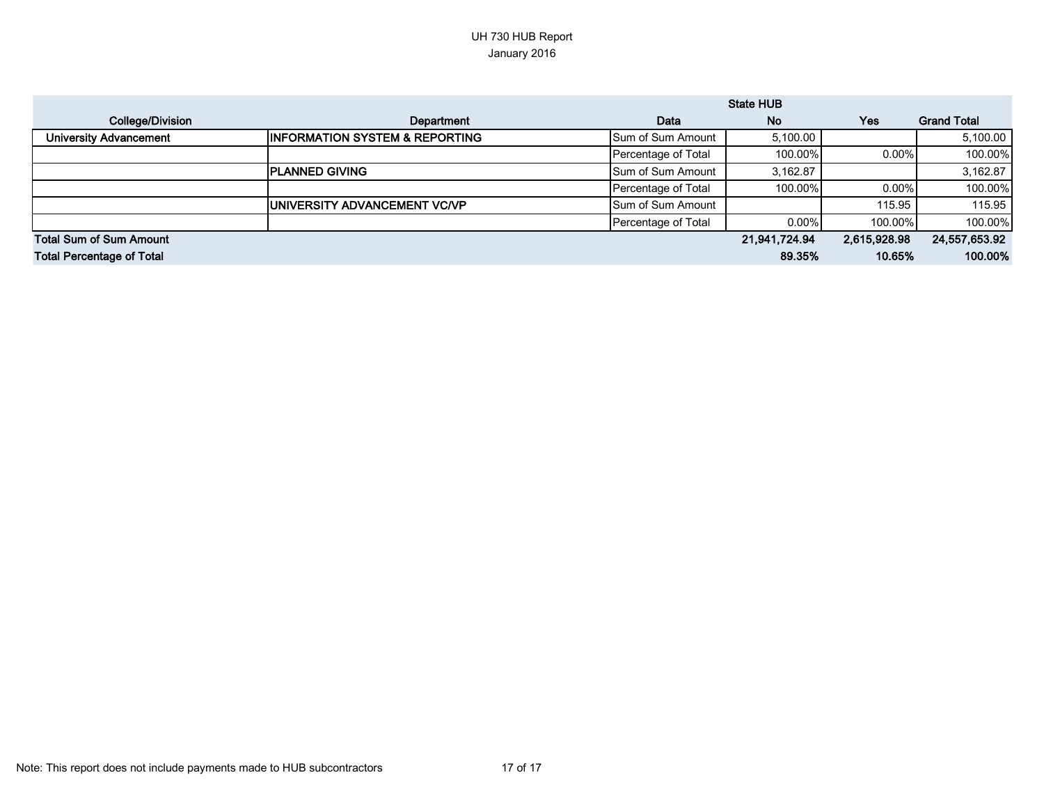UH 730 HUB Report

January 2016

| | | | State HUB | | |
|---|---|---|---|---|---|
| College/Division | Department | Data | No | Yes | Grand Total |
| University Advancement | INFORMATION SYSTEM & REPORTING | Sum of Sum Amount | 5,100.00 | | 5,100.00 |
| | | Percentage of Total | 100.00% | 0.00% | 100.00% |
| | PLANNED GIVING | Sum of Sum Amount | 3,162.87 | | 3,162.87 |
| | | Percentage of Total | 100.00% | 0.00% | 100.00% |
| | UNIVERSITY ADVANCEMENT VC/VP | Sum of Sum Amount | | 115.95 | 115.95 |
| | | Percentage of Total | 0.00% | 100.00% | 100.00% |
| **Total Sum of Sum Amount** | | | **21,941,724.94** | **2,615,928.98** | **24,557,653.92** |
| **Total Percentage of Total** | | | **89.35%** | **10.65%** | **100.00%** |

Note: This report does not include payments made to HUB subcontractors